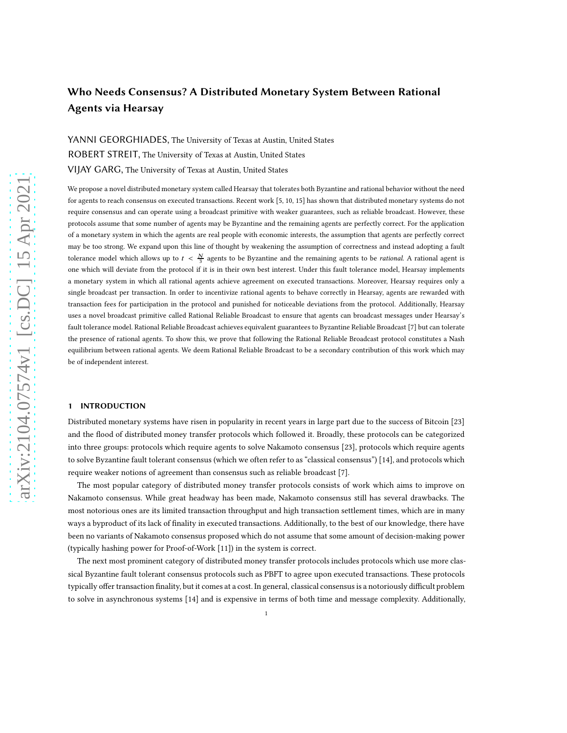# Who Needs Consensus? A Distributed Monetary System Between Rational Agents via Hearsay

YANNI GEORGHIADES, The University of Texas at Austin, United States

ROBERT STREIT, The University of Texas at Austin, United States

VIJAY GARG, The University of Texas at Austin, United States

We propose a novel distributed monetary system called Hearsay that tolerates both Byzantine and rational behavior without the need for agents to reach consensus on executed transactions. Recent work [5, 10, 15] has shown that distributed monetary systems do not require consensus and can operate using a broadcast primitive with weaker guarantees, such as reliable broadcast. However, these protocols assume that some number of agents may be Byzantine and the remaining agents are perfectly correct. For the application of a monetary system in which the agents are real people with economic interests, the assumption that agents are perfectly correct may be too strong. We expand upon this line of thought by weakening the assumption of correctness and instead adopting a fault tolerance model which allows up to $t < \frac{N}{3}$ agents to be Byzantine and the remaining agents to be *rational*. A rational agent is one which will deviate from the protocol if it is in their own best interest. Under this fault tolerance model, Hearsay implements a monetary system in which all rational agents achieve agreement on executed transactions. Moreover, Hearsay requires only a single broadcast per transaction. In order to incentivize rational agents to behave correctly in Hearsay, agents are rewarded with transaction fees for participation in the protocol and punished for noticeable deviations from the protocol. Additionally, Hearsay uses a novel broadcast primitive called Rational Reliable Broadcast to ensure that agents can broadcast messages under Hearsay's fault tolerance model. Rational Reliable Broadcast achieves equivalent guarantees to Byzantine Reliable Broadcast [7] but can tolerate the presence of rational agents. To show this, we prove that following the Rational Reliable Broadcast protocol constitutes a Nash equilibrium between rational agents. We deem Rational Reliable Broadcast to be a secondary contribution of this work which may be of independent interest.

## 1 INTRODUCTION

Distributed monetary systems have risen in popularity in recent years in large part due to the success of Bitcoin [23] and the flood of distributed money transfer protocols which followed it. Broadly, these protocols can be categorized into three groups: protocols which require agents to solve Nakamoto consensus [23], protocols which require agents to solve Byzantine fault tolerant consensus (which we often refer to as "classical consensus") [14], and protocols which require weaker notions of agreement than consensus such as reliable broadcast [7].

The most popular category of distributed money transfer protocols consists of work which aims to improve on Nakamoto consensus. While great headway has been made, Nakamoto consensus still has several drawbacks. The most notorious ones are its limited transaction throughput and high transaction settlement times, which are in many ways a byproduct of its lack of finality in executed transactions. Additionally, to the best of our knowledge, there have been no variants of Nakamoto consensus proposed which do not assume that some amount of decision-making power (typically hashing power for Proof-of-Work [11]) in the system is correct.

The next most prominent category of distributed money transfer protocols includes protocols which use more classical Byzantine fault tolerant consensus protocols such as PBFT to agree upon executed transactions. These protocols typically offer transaction finality, but it comes at a cost. In general, classical consensus is a notoriously difficult problem to solve in asynchronous systems [14] and is expensive in terms of both time and message complexity. Additionally,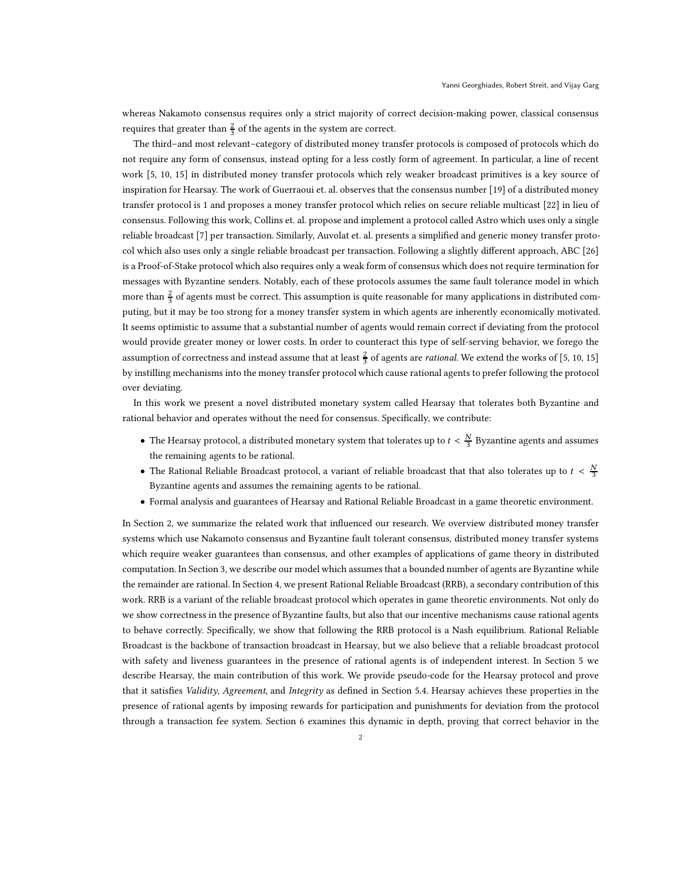whereas Nakamoto consensus requires only a strict majority of correct decision-making power, classical consensus requires that greater than $\frac{2}{3}$ of the agents in the system are correct.

The third–and most relevant–category of distributed money transfer protocols is composed of protocols which do not require any form of consensus, instead opting for a less costly form of agreement. In particular, a line of recent work [5, 10, 15] in distributed money transfer protocols which rely weaker broadcast primitives is a key source of inspiration for Hearsay. The work of Guerraoui et. al. observes that the consensus number [19] of a distributed money transfer protocol is 1 and proposes a money transfer protocol which relies on secure reliable multicast [22] in lieu of consensus. Following this work, Collins et. al. propose and implement a protocol called Astro which uses only a single reliable broadcast [7] per transaction. Similarly, Auvolat et. al. presents a simplified and generic money transfer protocol which also uses only a single reliable broadcast per transaction. Following a slightly different approach, ABC [26] is a Proof-of-Stake protocol which also requires only a weak form of consensus which does not require termination for messages with Byzantine senders. Notably, each of these protocols assumes the same fault tolerance model in which more than $\frac{2}{3}$ of agents must be correct. This assumption is quite reasonable for many applications in distributed computing, but it may be too strong for a money transfer system in which agents are inherently economically motivated. It seems optimistic to assume that a substantial number of agents would remain correct if deviating from the protocol would provide greater money or lower costs. In order to counteract this type of self-serving behavior, we forego the assumption of correctness and instead assume that at least $\frac{2}{3}$ of agents are *rational*. We extend the works of [5, 10, 15] by instilling mechanisms into the money transfer protocol which cause rational agents to prefer following the protocol over deviating.

In this work we present a novel distributed monetary system called Hearsay that tolerates both Byzantine and rational behavior and operates without the need for consensus. Specifically, we contribute:

- The Hearsay protocol, a distributed monetary system that tolerates up to $t < \frac{N}{3}$ Byzantine agents and assumes the remaining agents to be rational.
- The Rational Reliable Broadcast protocol, a variant of reliable broadcast that that also tolerates up to $t < \frac{N}{3}$ Byzantine agents and assumes the remaining agents to be rational.
- Formal analysis and guarantees of Hearsay and Rational Reliable Broadcast in a game theoretic environment.

In Section 2, we summarize the related work that influenced our research. We overview distributed money transfer systems which use Nakamoto consensus and Byzantine fault tolerant consensus, distributed money transfer systems which require weaker guarantees than consensus, and other examples of applications of game theory in distributed computation. In Section 3, we describe our model which assumes that a bounded number of agents are Byzantine while the remainder are rational. In Section 4, we present Rational Reliable Broadcast (RRB), a secondary contribution of this work. RRB is a variant of the reliable broadcast protocol which operates in game theoretic environments. Not only do we show correctness in the presence of Byzantine faults, but also that our incentive mechanisms cause rational agents to behave correctly. Specifically, we show that following the RRB protocol is a Nash equilibrium. Rational Reliable Broadcast is the backbone of transaction broadcast in Hearsay, but we also believe that a reliable broadcast protocol with safety and liveness guarantees in the presence of rational agents is of independent interest. In Section 5 we describe Hearsay, the main contribution of this work. We provide pseudo-code for the Hearsay protocol and prove that it satisfies *Validity*, *Agreement*, and *Integrity* as defined in Section 5.4. Hearsay achieves these properties in the presence of rational agents by imposing rewards for participation and punishments for deviation from the protocol through a transaction fee system. Section 6 examines this dynamic in depth, proving that correct behavior in the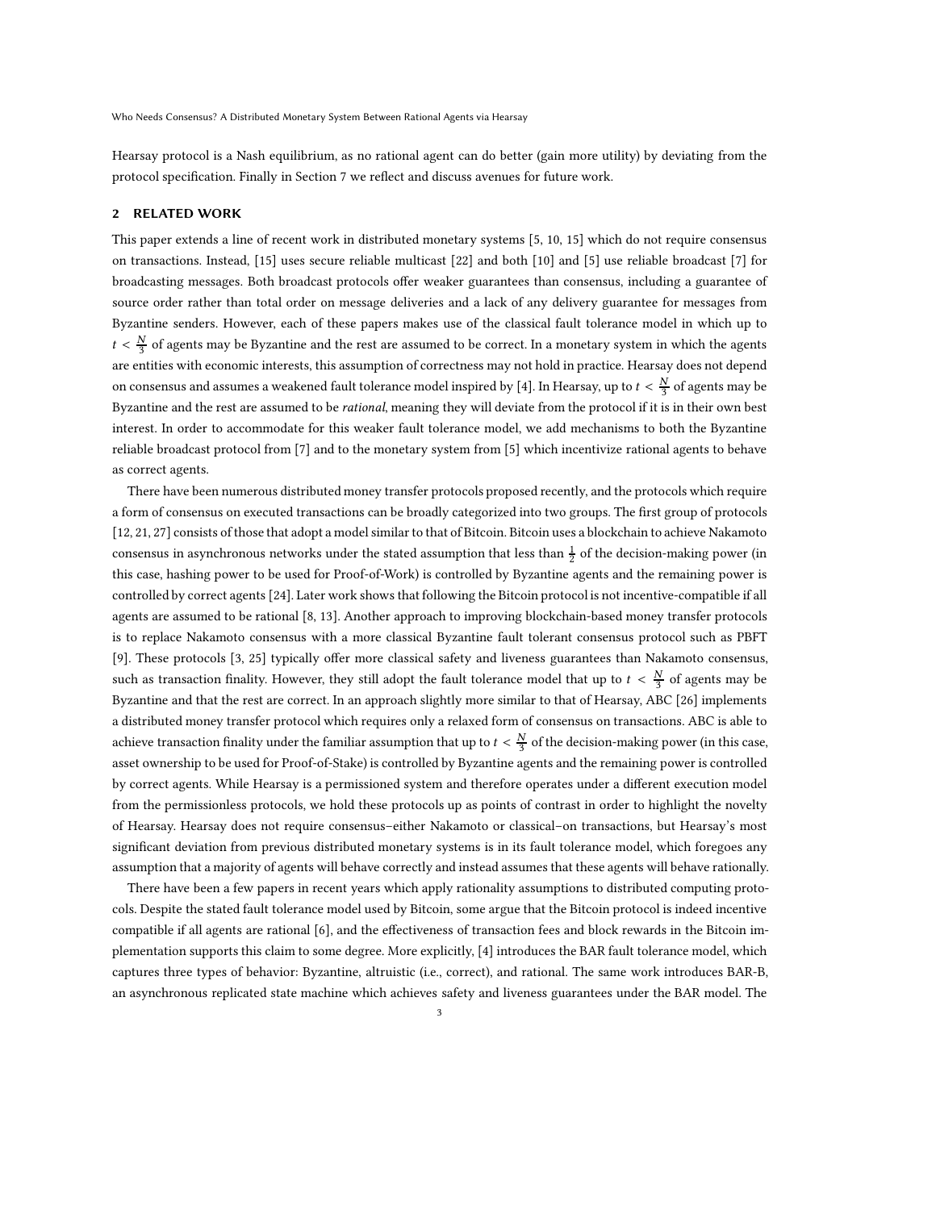Hearsay protocol is a Nash equilibrium, as no rational agent can do better (gain more utility) by deviating from the protocol specification. Finally in Section 7 we reflect and discuss avenues for future work.

## 2 RELATED WORK

This paper extends a line of recent work in distributed monetary systems [5, 10, 15] which do not require consensus on transactions. Instead, [15] uses secure reliable multicast [22] and both [10] and [5] use reliable broadcast [7] for broadcasting messages. Both broadcast protocols offer weaker guarantees than consensus, including a guarantee of source order rather than total order on message deliveries and a lack of any delivery guarantee for messages from Byzantine senders. However, each of these papers makes use of the classical fault tolerance model in which up to $t < \frac{N}{3}$ of agents may be Byzantine and the rest are assumed to be correct. In a monetary system in which the agents are entities with economic interests, this assumption of correctness may not hold in practice. Hearsay does not depend on consensus and assumes a weakened fault tolerance model inspired by [4]. In Hearsay, up to $t < \frac{N}{3}$ of agents may be Byzantine and the rest are assumed to be *rational*, meaning they will deviate from the protocol if it is in their own best interest. In order to accommodate for this weaker fault tolerance model, we add mechanisms to both the Byzantine reliable broadcast protocol from [7] and to the monetary system from [5] which incentivize rational agents to behave as correct agents.

There have been numerous distributed money transfer protocols proposed recently, and the protocols which require a form of consensus on executed transactions can be broadly categorized into two groups. The first group of protocols [12, 21, 27] consists of those that adopt a model similar to that of Bitcoin. Bitcoin uses a blockchain to achieve Nakamoto consensus in asynchronous networks under the stated assumption that less than $\frac{1}{2}$ of the decision-making power (in this case, hashing power to be used for Proof-of-Work) is controlled by Byzantine agents and the remaining power is controlled by correct agents [24]. Later work shows that following the Bitcoin protocol is not incentive-compatible if all agents are assumed to be rational [8, 13]. Another approach to improving blockchain-based money transfer protocols is to replace Nakamoto consensus with a more classical Byzantine fault tolerant consensus protocol such as PBFT [9]. These protocols [3, 25] typically offer more classical safety and liveness guarantees than Nakamoto consensus, such as transaction finality. However, they still adopt the fault tolerance model that up to $t < \frac{N}{3}$ of agents may be Byzantine and that the rest are correct. In an approach slightly more similar to that of Hearsay, ABC [26] implements a distributed money transfer protocol which requires only a relaxed form of consensus on transactions. ABC is able to achieve transaction finality under the familiar assumption that up to $t < \frac{N}{3}$ of the decision-making power (in this case, asset ownership to be used for Proof-of-Stake) is controlled by Byzantine agents and the remaining power is controlled by correct agents. While Hearsay is a permissioned system and therefore operates under a different execution model from the permissionless protocols, we hold these protocols up as points of contrast in order to highlight the novelty of Hearsay. Hearsay does not require consensus–either Nakamoto or classical–on transactions, but Hearsay's most significant deviation from previous distributed monetary systems is in its fault tolerance model, which foregoes any assumption that a majority of agents will behave correctly and instead assumes that these agents will behave rationally.

There have been a few papers in recent years which apply rationality assumptions to distributed computing protocols. Despite the stated fault tolerance model used by Bitcoin, some argue that the Bitcoin protocol is indeed incentive compatible if all agents are rational [6], and the effectiveness of transaction fees and block rewards in the Bitcoin implementation supports this claim to some degree. More explicitly, [4] introduces the BAR fault tolerance model, which captures three types of behavior: Byzantine, altruistic (i.e., correct), and rational. The same work introduces BAR-B, an asynchronous replicated state machine which achieves safety and liveness guarantees under the BAR model. The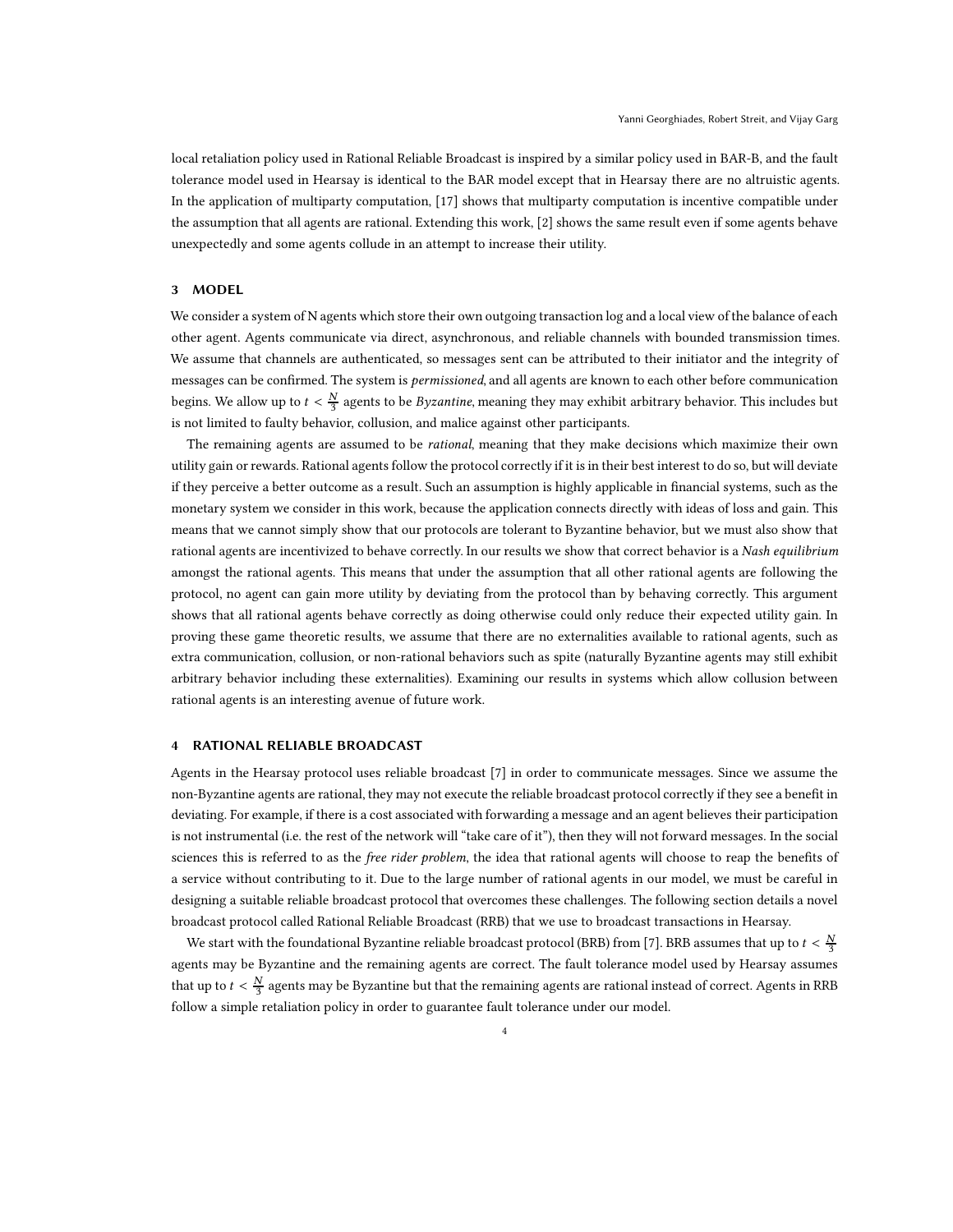local retaliation policy used in Rational Reliable Broadcast is inspired by a similar policy used in BAR-B, and the fault tolerance model used in Hearsay is identical to the BAR model except that in Hearsay there are no altruistic agents. In the application of multiparty computation, [17] shows that multiparty computation is incentive compatible under the assumption that all agents are rational. Extending this work, [2] shows the same result even if some agents behave unexpectedly and some agents collude in an attempt to increase their utility.

## 3 MODEL

We consider a system of N agents which store their own outgoing transaction log and a local view of the balance of each other agent. Agents communicate via direct, asynchronous, and reliable channels with bounded transmission times. We assume that channels are authenticated, so messages sent can be attributed to their initiator and the integrity of messages can be confirmed. The system is *permissioned*, and all agents are known to each other before communication begins. We allow up to $t < \frac{N}{3}$ agents to be *Byzantine*, meaning they may exhibit arbitrary behavior. This includes but is not limited to faulty behavior, collusion, and malice against other participants.

The remaining agents are assumed to be *rational*, meaning that they make decisions which maximize their own utility gain or rewards. Rational agents follow the protocol correctly if it is in their best interest to do so, but will deviate if they perceive a better outcome as a result. Such an assumption is highly applicable in financial systems, such as the monetary system we consider in this work, because the application connects directly with ideas of loss and gain. This means that we cannot simply show that our protocols are tolerant to Byzantine behavior, but we must also show that rational agents are incentivized to behave correctly. In our results we show that correct behavior is a *Nash equilibrium* amongst the rational agents. This means that under the assumption that all other rational agents are following the protocol, no agent can gain more utility by deviating from the protocol than by behaving correctly. This argument shows that all rational agents behave correctly as doing otherwise could only reduce their expected utility gain. In proving these game theoretic results, we assume that there are no externalities available to rational agents, such as extra communication, collusion, or non-rational behaviors such as spite (naturally Byzantine agents may still exhibit arbitrary behavior including these externalities). Examining our results in systems which allow collusion between rational agents is an interesting avenue of future work.

## 4 RATIONAL RELIABLE BROADCAST

Agents in the Hearsay protocol uses reliable broadcast [7] in order to communicate messages. Since we assume the non-Byzantine agents are rational, they may not execute the reliable broadcast protocol correctly if they see a benefit in deviating. For example, if there is a cost associated with forwarding a message and an agent believes their participation is not instrumental (i.e. the rest of the network will "take care of it"), then they will not forward messages. In the social sciences this is referred to as the *free rider problem*, the idea that rational agents will choose to reap the benefits of a service without contributing to it. Due to the large number of rational agents in our model, we must be careful in designing a suitable reliable broadcast protocol that overcomes these challenges. The following section details a novel broadcast protocol called Rational Reliable Broadcast (RRB) that we use to broadcast transactions in Hearsay.

We start with the foundational Byzantine reliable broadcast protocol (BRB) from [7]. BRB assumes that up to $t < \frac{N}{3}$ agents may be Byzantine and the remaining agents are correct. The fault tolerance model used by Hearsay assumes that up to $t < \frac{N}{3}$ agents may be Byzantine but that the remaining agents are rational instead of correct. Agents in RRB follow a simple retaliation policy in order to guarantee fault tolerance under our model.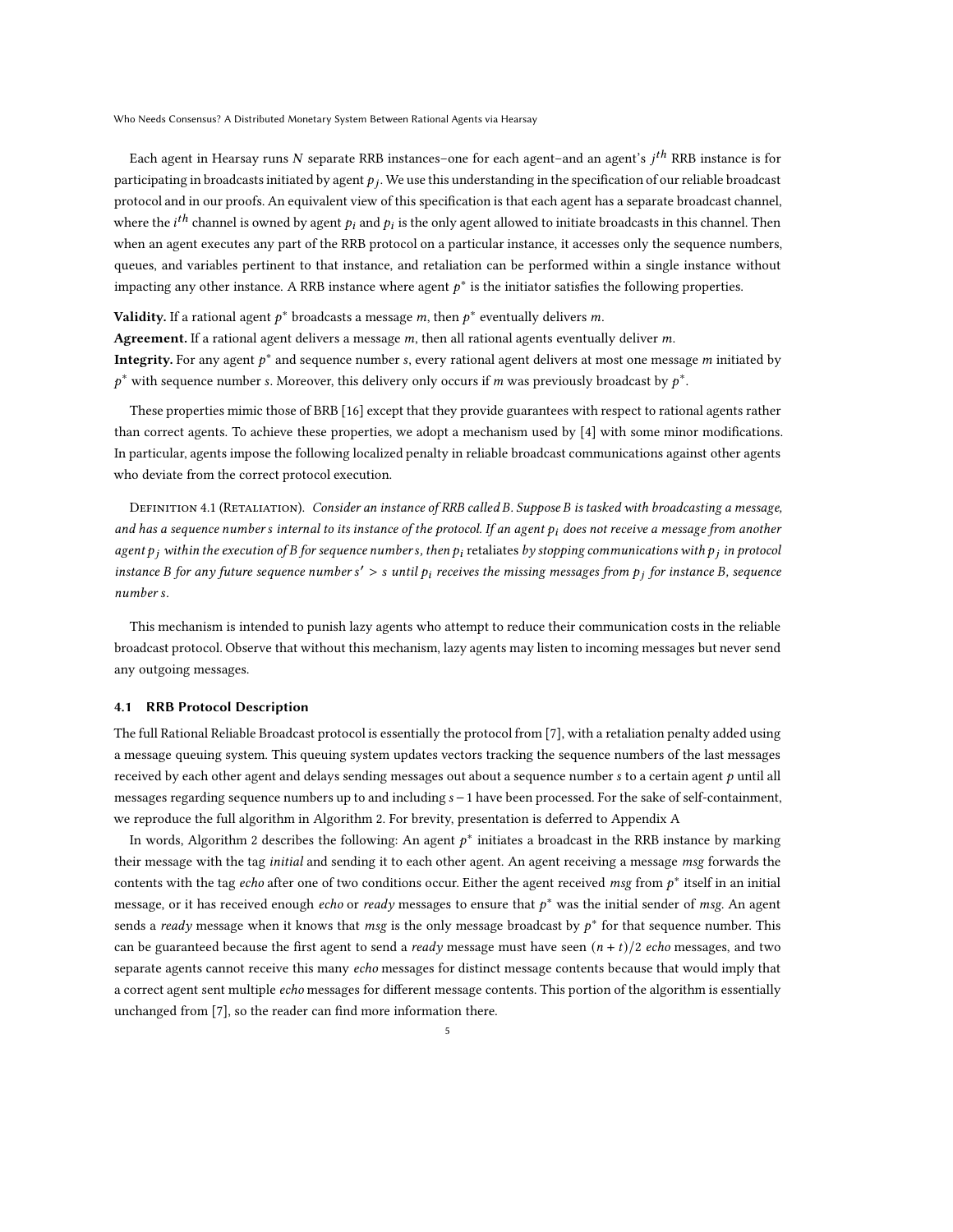Each agent in Hearsay runs $N$ separate RRB instances–one for each agent–and an agent's $j^{th}$ RRB instance is for participating in broadcasts initiated by agent $p_j$. We use this understanding in the specification of our reliable broadcast protocol and in our proofs. An equivalent view of this specification is that each agent has a separate broadcast channel, where the $i^{th}$ channel is owned by agent $p_i$ and $p_i$ is the only agent allowed to initiate broadcasts in this channel. Then when an agent executes any part of the RRB protocol on a particular instance, it accesses only the sequence numbers, queues, and variables pertinent to that instance, and retaliation can be performed within a single instance without impacting any other instance. A RRB instance where agent $p^*$ is the initiator satisfies the following properties.

**Validity.** If a rational agent $p^*$ broadcasts a message $m$, then $p^*$ eventually delivers $m$.
**Agreement.** If a rational agent delivers a message $m$, then all rational agents eventually deliver $m$.
**Integrity.** For any agent $p^*$ and sequence number $s$, every rational agent delivers at most one message $m$ initiated by $p^*$ with sequence number $s$. Moreover, this delivery only occurs if $m$ was previously broadcast by $p^*$.

These properties mimic those of BRB [16] except that they provide guarantees with respect to rational agents rather than correct agents. To achieve these properties, we adopt a mechanism used by [4] with some minor modifications. In particular, agents impose the following localized penalty in reliable broadcast communications against other agents who deviate from the correct protocol execution.

Definition 4.1 (Retaliation). *Consider an instance of RRB called B. Suppose B is tasked with broadcasting a message, and has a sequence number s internal to its instance of the protocol. If an agent $p_i$ does not receive a message from another agent $p_j$ within the execution of B for sequence number s, then $p_i$* retaliates *by stopping communications with $p_j$ in protocol instance B for any future sequence number $s' > s$ until $p_i$ receives the missing messages from $p_j$ for instance B, sequence number s.*

This mechanism is intended to punish lazy agents who attempt to reduce their communication costs in the reliable broadcast protocol. Observe that without this mechanism, lazy agents may listen to incoming messages but never send any outgoing messages.

### 4.1 RRB Protocol Description

The full Rational Reliable Broadcast protocol is essentially the protocol from [7], with a retaliation penalty added using a message queuing system. This queuing system updates vectors tracking the sequence numbers of the last messages received by each other agent and delays sending messages out about a sequence number $s$ to a certain agent $p$ until all messages regarding sequence numbers up to and including $s-1$ have been processed. For the sake of self-containment, we reproduce the full algorithm in Algorithm 2. For brevity, presentation is deferred to Appendix A

In words, Algorithm 2 describes the following: An agent $p^*$ initiates a broadcast in the RRB instance by marking their message with the tag *initial* and sending it to each other agent. An agent receiving a message *msg* forwards the contents with the tag *echo* after one of two conditions occur. Either the agent received *msg* from $p^*$ itself in an initial message, or it has received enough *echo* or *ready* messages to ensure that $p^*$ was the initial sender of *msg*. An agent sends a *ready* message when it knows that *msg* is the only message broadcast by $p^*$ for that sequence number. This can be guaranteed because the first agent to send a *ready* message must have seen $(n+t)/2$ *echo* messages, and two separate agents cannot receive this many *echo* messages for distinct message contents because that would imply that a correct agent sent multiple *echo* messages for different message contents. This portion of the algorithm is essentially unchanged from [7], so the reader can find more information there.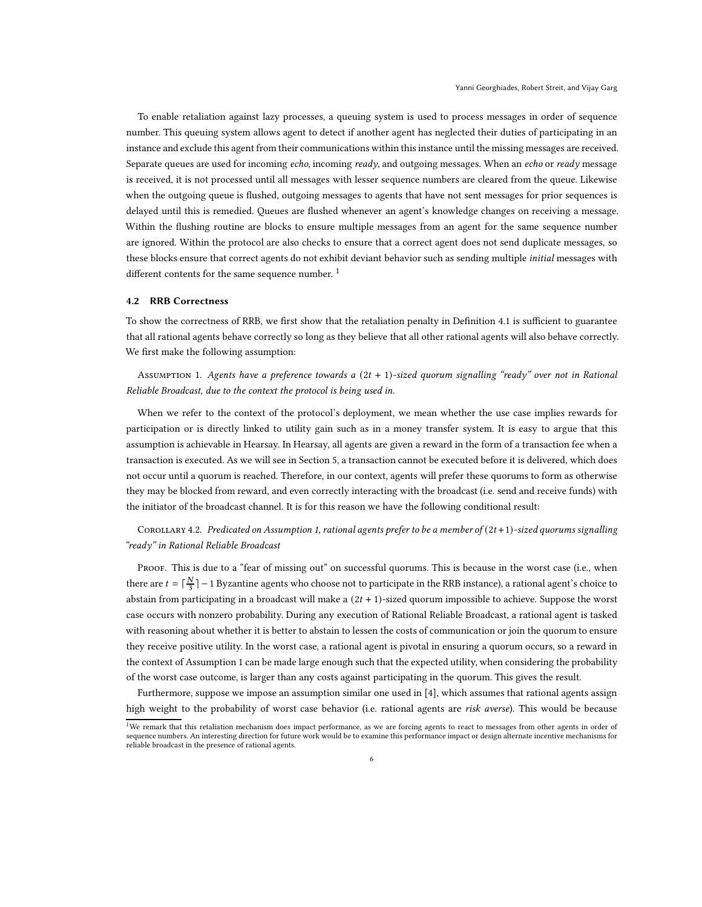To enable retaliation against lazy processes, a queuing system is used to process messages in order of sequence number. This queuing system allows agent to detect if another agent has neglected their duties of participating in an instance and exclude this agent from their communications within this instance until the missing messages are received. Separate queues are used for incoming *echo*, incoming *ready*, and outgoing messages. When an *echo* or *ready* message is received, it is not processed until all messages with lesser sequence numbers are cleared from the queue. Likewise when the outgoing queue is flushed, outgoing messages to agents that have not sent messages for prior sequences is delayed until this is remedied. Queues are flushed whenever an agent's knowledge changes on receiving a message. Within the flushing routine are blocks to ensure multiple messages from an agent for the same sequence number are ignored. Within the protocol are also checks to ensure that a correct agent does not send duplicate messages, so these blocks ensure that correct agents do not exhibit deviant behavior such as sending multiple *initial* messages with different contents for the same sequence number. [1]

### 4.2 RRB Correctness

To show the correctness of RRB, we first show that the retaliation penalty in Definition 4.1 is sufficient to guarantee that all rational agents behave correctly so long as they believe that all other rational agents will also behave correctly. We first make the following assumption:

Assumption 1. *Agents have a preference towards a $(2t+1)$-sized quorum signalling "ready" over not in Rational Reliable Broadcast, due to the context the protocol is being used in.*

When we refer to the context of the protocol's deployment, we mean whether the use case implies rewards for participation or is directly linked to utility gain such as in a money transfer system. It is easy to argue that this assumption is achievable in Hearsay. In Hearsay, all agents are given a reward in the form of a transaction fee when a transaction is executed. As we will see in Section 5, a transaction cannot be executed before it is delivered, which does not occur until a quorum is reached. Therefore, in our context, agents will prefer these quorums to form as otherwise they may be blocked from reward, and even correctly interacting with the broadcast (i.e. send and receive funds) with the initiator of the broadcast channel. It is for this reason we have the following conditional result:

Corollary 4.2. *Predicated on Assumption 1, rational agents prefer to be a member of $(2t+1)$-sized quorums signalling "ready" in Rational Reliable Broadcast*

Proof. This is due to a "fear of missing out" on successful quorums. This is because in the worst case (i.e., when there are $t = \lceil \frac{N}{3} \rceil - 1$ Byzantine agents who choose not to participate in the RRB instance), a rational agent's choice to abstain from participating in a broadcast will make a $(2t+1)$-sized quorum impossible to achieve. Suppose the worst case occurs with nonzero probability. During any execution of Rational Reliable Broadcast, a rational agent is tasked with reasoning about whether it is better to abstain to lessen the costs of communication or join the quorum to ensure they receive positive utility. In the worst case, a rational agent is pivotal in ensuring a quorum occurs, so a reward in the context of Assumption 1 can be made large enough such that the expected utility, when considering the probability of the worst case outcome, is larger than any costs against participating in the quorum. This gives the result.

Furthermore, suppose we impose an assumption similar one used in [4], which assumes that rational agents assign high weight to the probability of worst case behavior (i.e. rational agents are *risk averse*). This would be because

[1] We remark that this retaliation mechanism does impact performance, as we are forcing agents to react to messages from other agents in order of sequence numbers. An interesting direction for future work would be to examine this performance impact or design alternate incentive mechanisms for reliable broadcast in the presence of rational agents.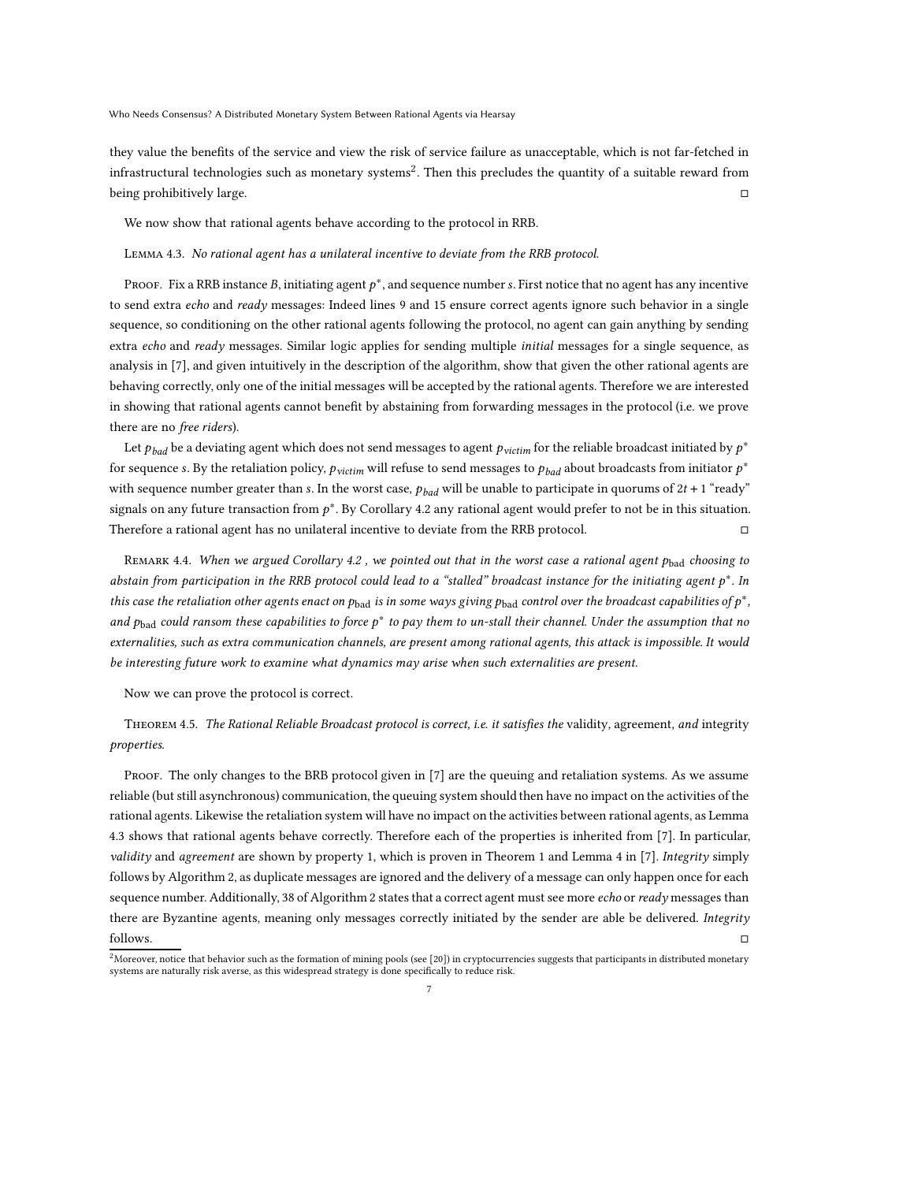they value the benefits of the service and view the risk of service failure as unacceptable, which is not far-fetched in infrastructural technologies such as monetary systems[2]. Then this precludes the quantity of a suitable reward from being prohibitively large. □

We now show that rational agents behave according to the protocol in RRB.

Lemma 4.3. *No rational agent has a unilateral incentive to deviate from the RRB protocol.*

Proof. Fix a RRB instance $B$, initiating agent $p^*$, and sequence number $s$. First notice that no agent has any incentive to send extra *echo* and *ready* messages: Indeed lines 9 and 15 ensure correct agents ignore such behavior in a single sequence, so conditioning on the other rational agents following the protocol, no agent can gain anything by sending extra *echo* and *ready* messages. Similar logic applies for sending multiple *initial* messages for a single sequence, as analysis in [7], and given intuitively in the description of the algorithm, show that given the other rational agents are behaving correctly, only one of the initial messages will be accepted by the rational agents. Therefore we are interested in showing that rational agents cannot benefit by abstaining from forwarding messages in the protocol (i.e. we prove there are no *free riders*).

Let $p_{bad}$ be a deviating agent which does not send messages to agent $p_{victim}$ for the reliable broadcast initiated by $p^*$ for sequence $s$. By the retaliation policy, $p_{victim}$ will refuse to send messages to $p_{bad}$ about broadcasts from initiator $p^*$ with sequence number greater than $s$. In the worst case, $p_{bad}$ will be unable to participate in quorums of $2t + 1$ "ready" signals on any future transaction from $p^*$. By Corollary 4.2 any rational agent would prefer to not be in this situation. Therefore a rational agent has no unilateral incentive to deviate from the RRB protocol. □

Remark 4.4. *When we argued Corollary 4.2 , we pointed out that in the worst case a rational agent $p_{\text{bad}}$ choosing to abstain from participation in the RRB protocol could lead to a "stalled" broadcast instance for the initiating agent $p^*$. In this case the retaliation other agents enact on $p_{\text{bad}}$ is in some ways giving $p_{\text{bad}}$ control over the broadcast capabilities of $p^*$, and $p_{\text{bad}}$ could ransom these capabilities to force $p^*$ to pay them to un-stall their channel. Under the assumption that no externalities, such as extra communication channels, are present among rational agents, this attack is impossible. It would be interesting future work to examine what dynamics may arise when such externalities are present.*

Now we can prove the protocol is correct.

Theorem 4.5. *The Rational Reliable Broadcast protocol is correct, i.e. it satisfies the* validity*,* agreement*, and* integrity *properties.*

Proof. The only changes to the BRB protocol given in [7] are the queuing and retaliation systems. As we assume reliable (but still asynchronous) communication, the queuing system should then have no impact on the activities of the rational agents. Likewise the retaliation system will have no impact on the activities between rational agents, as Lemma 4.3 shows that rational agents behave correctly. Therefore each of the properties is inherited from [7]. In particular, *validity* and *agreement* are shown by property 1, which is proven in Theorem 1 and Lemma 4 in [7]. *Integrity* simply follows by Algorithm 2, as duplicate messages are ignored and the delivery of a message can only happen once for each sequence number. Additionally, 38 of Algorithm 2 states that a correct agent must see more *echo* or *ready* messages than there are Byzantine agents, meaning only messages correctly initiated by the sender are able be delivered. *Integrity* follows. □

[2] Moreover, notice that behavior such as the formation of mining pools (see [20]) in cryptocurrencies suggests that participants in distributed monetary systems are naturally risk averse, as this widespread strategy is done specifically to reduce risk.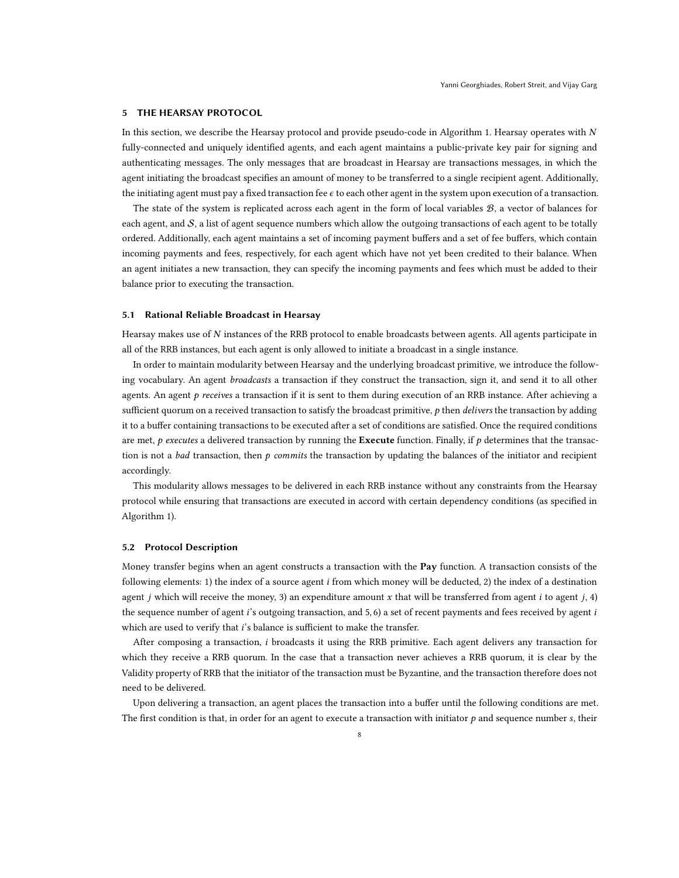## 5 THE HEARSAY PROTOCOL

In this section, we describe the Hearsay protocol and provide pseudo-code in Algorithm 1. Hearsay operates with $N$ fully-connected and uniquely identified agents, and each agent maintains a public-private key pair for signing and authenticating messages. The only messages that are broadcast in Hearsay are transactions messages, in which the agent initiating the broadcast specifies an amount of money to be transferred to a single recipient agent. Additionally, the initiating agent must pay a fixed transaction fee $\epsilon$ to each other agent in the system upon execution of a transaction.

The state of the system is replicated across each agent in the form of local variables $\mathcal{B}$, a vector of balances for each agent, and $\mathcal{S}$, a list of agent sequence numbers which allow the outgoing transactions of each agent to be totally ordered. Additionally, each agent maintains a set of incoming payment buffers and a set of fee buffers, which contain incoming payments and fees, respectively, for each agent which have not yet been credited to their balance. When an agent initiates a new transaction, they can specify the incoming payments and fees which must be added to their balance prior to executing the transaction.

### 5.1 Rational Reliable Broadcast in Hearsay

Hearsay makes use of $N$ instances of the RRB protocol to enable broadcasts between agents. All agents participate in all of the RRB instances, but each agent is only allowed to initiate a broadcast in a single instance.

In order to maintain modularity between Hearsay and the underlying broadcast primitive, we introduce the following vocabulary. An agent *broadcasts* a transaction if they construct the transaction, sign it, and send it to all other agents. An agent $p$ *receives* a transaction if it is sent to them during execution of an RRB instance. After achieving a sufficient quorum on a received transaction to satisfy the broadcast primitive, $p$ then *delivers* the transaction by adding it to a buffer containing transactions to be executed after a set of conditions are satisfied. Once the required conditions are met, $p$ *executes* a delivered transaction by running the **Execute** function. Finally, if $p$ determines that the transaction is not a *bad* transaction, then $p$ *commits* the transaction by updating the balances of the initiator and recipient accordingly.

This modularity allows messages to be delivered in each RRB instance without any constraints from the Hearsay protocol while ensuring that transactions are executed in accord with certain dependency conditions (as specified in Algorithm 1).

### 5.2 Protocol Description

Money transfer begins when an agent constructs a transaction with the **Pay** function. A transaction consists of the following elements: 1) the index of a source agent $i$ from which money will be deducted, 2) the index of a destination agent $j$ which will receive the money, 3) an expenditure amount $x$ that will be transferred from agent $i$ to agent $j$, 4) the sequence number of agent $i$'s outgoing transaction, and 5, 6) a set of recent payments and fees received by agent $i$ which are used to verify that $i$'s balance is sufficient to make the transfer.

After composing a transaction, $i$ broadcasts it using the RRB primitive. Each agent delivers any transaction for which they receive a RRB quorum. In the case that a transaction never achieves a RRB quorum, it is clear by the Validity property of RRB that the initiator of the transaction must be Byzantine, and the transaction therefore does not need to be delivered.

Upon delivering a transaction, an agent places the transaction into a buffer until the following conditions are met. The first condition is that, in order for an agent to execute a transaction with initiator $p$ and sequence number $s$, their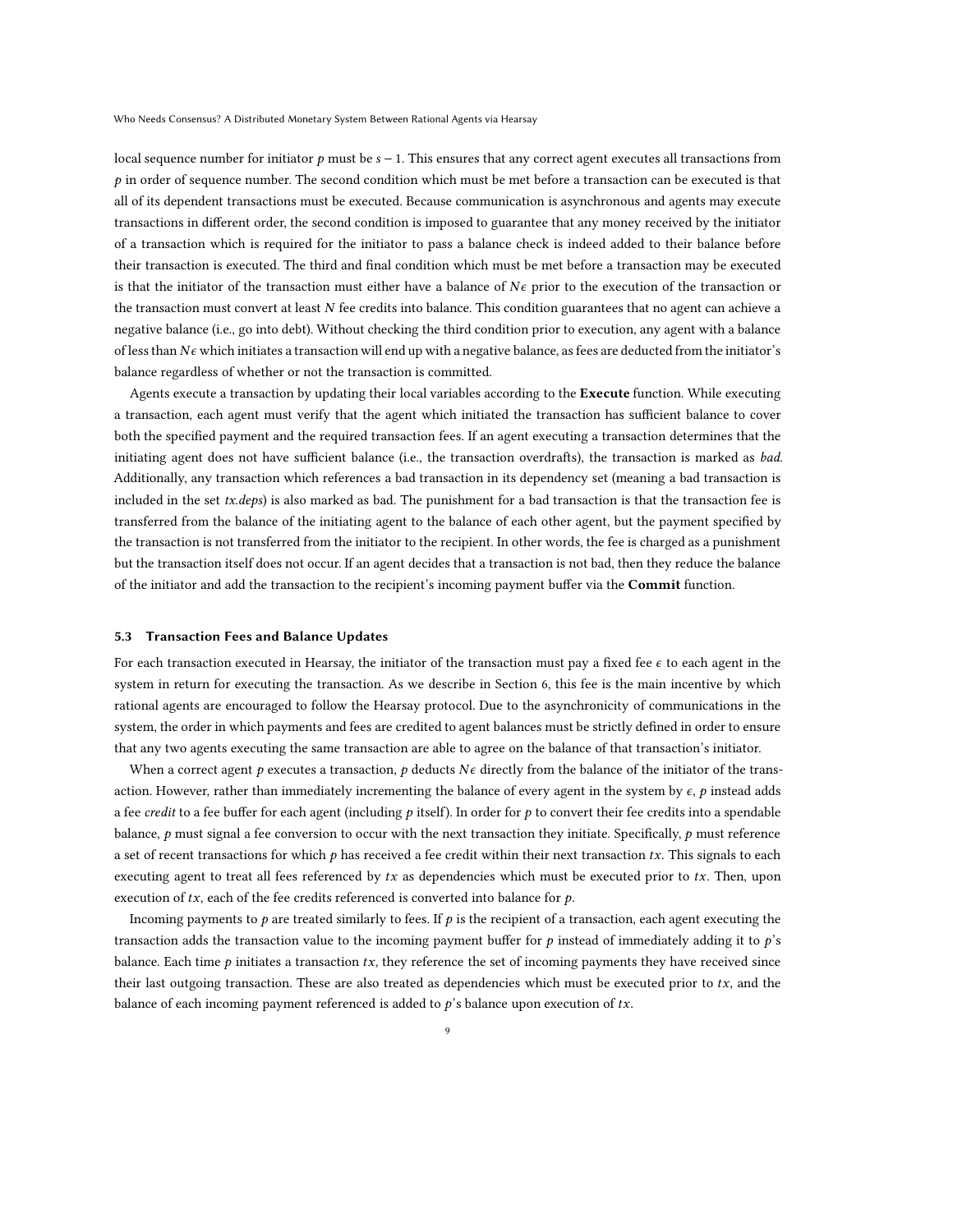local sequence number for initiator $p$ must be $s-1$. This ensures that any correct agent executes all transactions from $p$ in order of sequence number. The second condition which must be met before a transaction can be executed is that all of its dependent transactions must be executed. Because communication is asynchronous and agents may execute transactions in different order, the second condition is imposed to guarantee that any money received by the initiator of a transaction which is required for the initiator to pass a balance check is indeed added to their balance before their transaction is executed. The third and final condition which must be met before a transaction may be executed is that the initiator of the transaction must either have a balance of $N\epsilon$ prior to the execution of the transaction or the transaction must convert at least $N$ fee credits into balance. This condition guarantees that no agent can achieve a negative balance (i.e., go into debt). Without checking the third condition prior to execution, any agent with a balance of less than $N\epsilon$ which initiates a transaction will end up with a negative balance, as fees are deducted from the initiator's balance regardless of whether or not the transaction is committed.

Agents execute a transaction by updating their local variables according to the **Execute** function. While executing a transaction, each agent must verify that the agent which initiated the transaction has sufficient balance to cover both the specified payment and the required transaction fees. If an agent executing a transaction determines that the initiating agent does not have sufficient balance (i.e., the transaction overdrafts), the transaction is marked as *bad*. Additionally, any transaction which references a bad transaction in its dependency set (meaning a bad transaction is included in the set *tx.deps*) is also marked as bad. The punishment for a bad transaction is that the transaction fee is transferred from the balance of the initiating agent to the balance of each other agent, but the payment specified by the transaction is not transferred from the initiator to the recipient. In other words, the fee is charged as a punishment but the transaction itself does not occur. If an agent decides that a transaction is not bad, then they reduce the balance of the initiator and add the transaction to the recipient's incoming payment buffer via the **Commit** function.

### 5.3 Transaction Fees and Balance Updates

For each transaction executed in Hearsay, the initiator of the transaction must pay a fixed fee $\epsilon$ to each agent in the system in return for executing the transaction. As we describe in Section 6, this fee is the main incentive by which rational agents are encouraged to follow the Hearsay protocol. Due to the asynchronicity of communications in the system, the order in which payments and fees are credited to agent balances must be strictly defined in order to ensure that any two agents executing the same transaction are able to agree on the balance of that transaction's initiator.

When a correct agent $p$ executes a transaction, $p$ deducts $N\epsilon$ directly from the balance of the initiator of the transaction. However, rather than immediately incrementing the balance of every agent in the system by $\epsilon$, $p$ instead adds a fee *credit* to a fee buffer for each agent (including $p$ itself). In order for $p$ to convert their fee credits into a spendable balance, $p$ must signal a fee conversion to occur with the next transaction they initiate. Specifically, $p$ must reference a set of recent transactions for which $p$ has received a fee credit within their next transaction $tx$. This signals to each executing agent to treat all fees referenced by $tx$ as dependencies which must be executed prior to $tx$. Then, upon execution of $tx$, each of the fee credits referenced is converted into balance for $p$.

Incoming payments to $p$ are treated similarly to fees. If $p$ is the recipient of a transaction, each agent executing the transaction adds the transaction value to the incoming payment buffer for $p$ instead of immediately adding it to $p$'s balance. Each time $p$ initiates a transaction $tx$, they reference the set of incoming payments they have received since their last outgoing transaction. These are also treated as dependencies which must be executed prior to $tx$, and the balance of each incoming payment referenced is added to $p$'s balance upon execution of $tx$.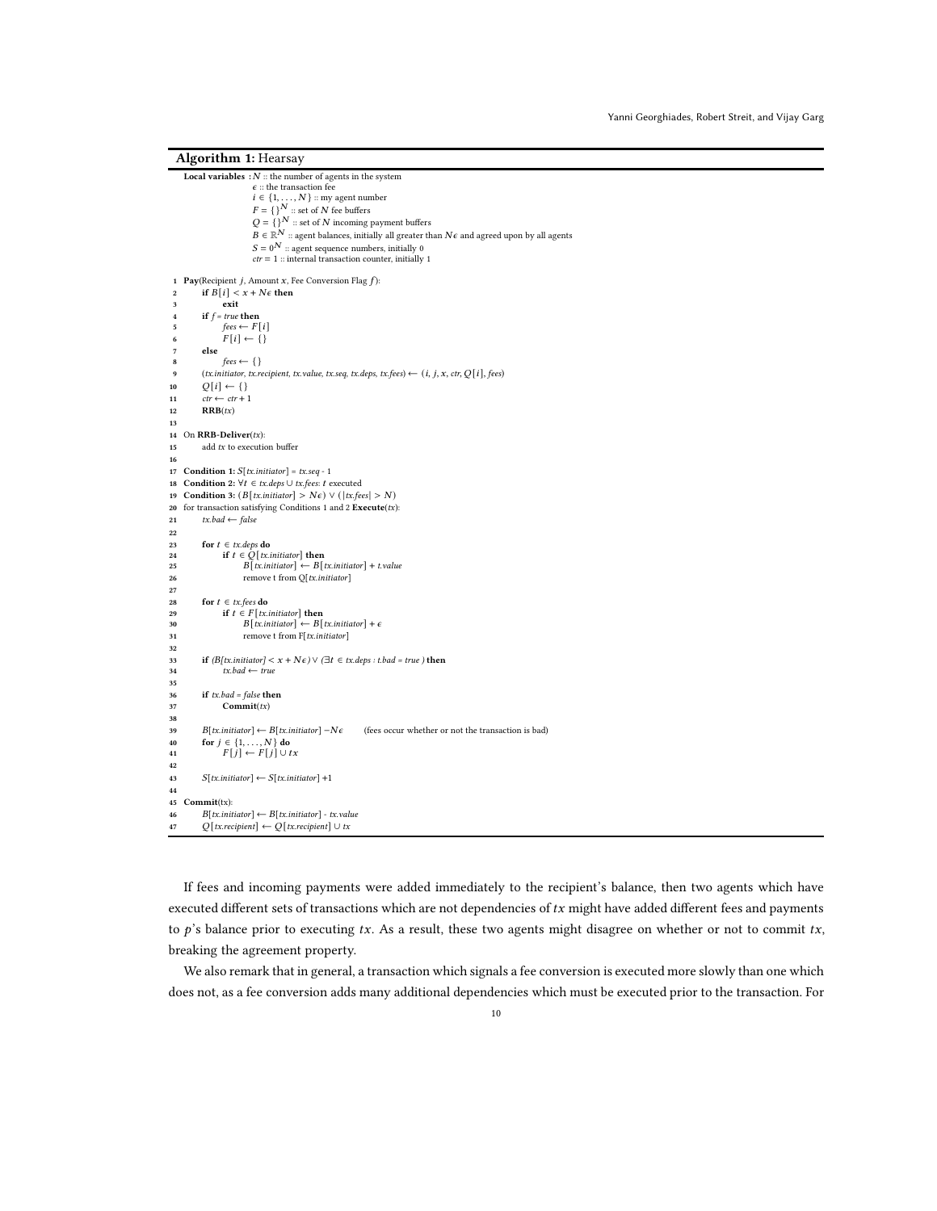**Algorithm 1:** Hearsay

```
Local variables : N :: the number of agents in the system
                  ε :: the transaction fee
                  i ∈ {1, ..., N} :: my agent number
                  F = {}^N :: set of N fee buffers
                  Q = {}^N :: set of N incoming payment buffers
                  B ∈ ℝ^N :: agent balances, initially all greater than Nε and agreed upon by all agents
                  S = 0^N :: agent sequence numbers, initially 0
                  ctr = 1 :: internal transaction counter, initially 1

1  Pay(Recipient j, Amount x, Fee Conversion Flag f):
2      if B[i] < x + Nε then
3          exit
4      if f = true then
5          fees ← F[i]
6          F[i] ← {}
7      else
8          fees ← {}
9      (tx.initiator, tx.recipient, tx.value, tx.seq, tx.deps, tx.fees) ← (i, j, x, ctr, Q[i], fees)
10     Q[i] ← {}
11     ctr ← ctr + 1
12     RRB(tx)
13
14 On RRB-Deliver(tx):
15     add tx to execution buffer
16
17 Condition 1: S[tx.initiator] = tx.seq - 1
18 Condition 2: ∀t ∈ tx.deps ∪ tx.fees: t executed
19 Condition 3: (B[tx.initiator] > Nε) ∨ (|tx.fees| > N)
20 for transaction satisfying Conditions 1 and 2 Execute(tx):
21     tx.bad ← false
22
23     for t ∈ tx.deps do
24         if t ∈ Q[tx.initiator] then
25             B[tx.initiator] ← B[tx.initiator] + t.value
26             remove t from Q[tx.initiator]
27
28     for t ∈ tx.fees do
29         if t ∈ F[tx.initiator] then
30             B[tx.initiator] ← B[tx.initiator] + ε
31             remove t from F[tx.initiator]
32
33     if (B[tx.initiator] < x + Nε) ∨ (∃t ∈ tx.deps : t.bad = true ) then
34         tx.bad ← true
35
36     if tx.bad = false then
37         Commit(tx)
38
39     B[tx.initiator] ← B[tx.initiator] −Nε      (fees occur whether or not the transaction is bad)
40     for j ∈ {1, ..., N} do
41         F[j] ← F[j] ∪ tx
42
43     S[tx.initiator] ← S[tx.initiator] +1
44
45 Commit(tx):
46     B[tx.initiator] ← B[tx.initiator] - tx.value
47     Q[tx.recipient] ← Q[tx.recipient] ∪ tx
```

If fees and incoming payments were added immediately to the recipient's balance, then two agents which have executed different sets of transactions which are not dependencies of $tx$ might have added different fees and payments to $p$'s balance prior to executing $tx$. As a result, these two agents might disagree on whether or not to commit $tx$, breaking the agreement property.

We also remark that in general, a transaction which signals a fee conversion is executed more slowly than one which does not, as a fee conversion adds many additional dependencies which must be executed prior to the transaction. For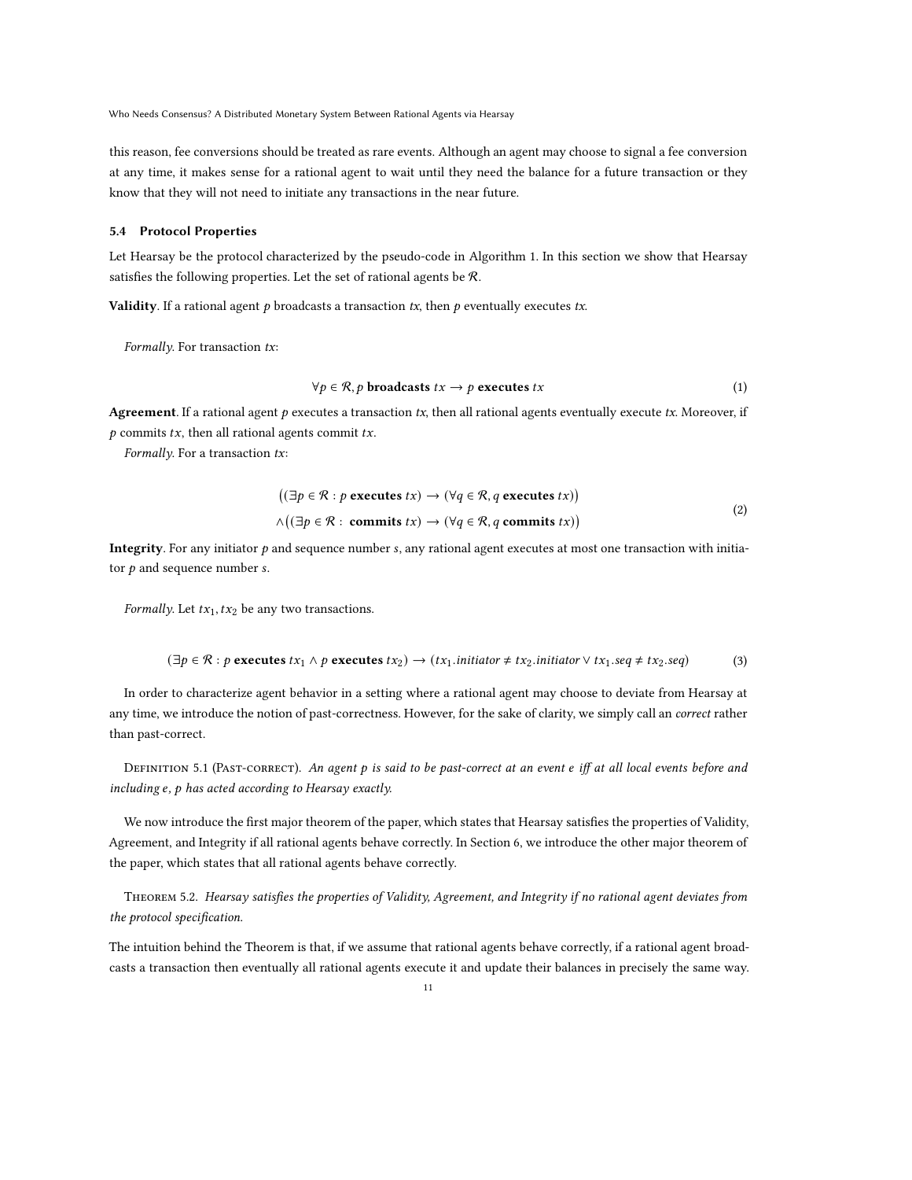this reason, fee conversions should be treated as rare events. Although an agent may choose to signal a fee conversion at any time, it makes sense for a rational agent to wait until they need the balance for a future transaction or they know that they will not need to initiate any transactions in the near future.

### 5.4 Protocol Properties

Let Hearsay be the protocol characterized by the pseudo-code in Algorithm 1. In this section we show that Hearsay satisfies the following properties. Let the set of rational agents be $\mathcal{R}$.

**Validity**. If a rational agent $p$ broadcasts a transaction $tx$, then $p$ eventually executes $tx$.

*Formally.* For transaction $tx$:

$$\forall p \in \mathcal{R}, p \textbf{ broadcasts } tx \rightarrow p \textbf{ executes } tx \tag{1}$$

**Agreement**. If a rational agent $p$ executes a transaction $tx$, then all rational agents eventually execute $tx$. Moreover, if $p$ commits $tx$, then all rational agents commit $tx$.

*Formally.* For a transaction $tx$:

$$\begin{aligned} &\big((\exists p \in \mathcal{R} : p \textbf{ executes } tx) \rightarrow (\forall q \in \mathcal{R}, q \textbf{ executes } tx)\big) \\ \wedge &\big((\exists p \in \mathcal{R} : \textbf{ commits } tx) \rightarrow (\forall q \in \mathcal{R}, q \textbf{ commits } tx)\big) \end{aligned} \tag{2}$$

**Integrity**. For any initiator $p$ and sequence number $s$, any rational agent executes at most one transaction with initiator $p$ and sequence number $s$.

*Formally.* Let $tx_1, tx_2$ be any two transactions.

$$(\exists p \in \mathcal{R} : p \textbf{ executes } tx_1 \wedge p \textbf{ executes } tx_2) \rightarrow (tx_1.initiator \neq tx_2.initiator \vee tx_1.seq \neq tx_2.seq) \tag{3}$$

In order to characterize agent behavior in a setting where a rational agent may choose to deviate from Hearsay at any time, we introduce the notion of past-correctness. However, for the sake of clarity, we simply call an *correct* rather than past-correct.

Definition 5.1 (Past-correct). *An agent $p$ is said to be past-correct at an event $e$ iff at all local events before and including $e$, $p$ has acted according to Hearsay exactly.*

We now introduce the first major theorem of the paper, which states that Hearsay satisfies the properties of Validity, Agreement, and Integrity if all rational agents behave correctly. In Section 6, we introduce the other major theorem of the paper, which states that all rational agents behave correctly.

Theorem 5.2. *Hearsay satisfies the properties of Validity, Agreement, and Integrity if no rational agent deviates from the protocol specification.*

The intuition behind the Theorem is that, if we assume that rational agents behave correctly, if a rational agent broadcasts a transaction then eventually all rational agents execute it and update their balances in precisely the same way.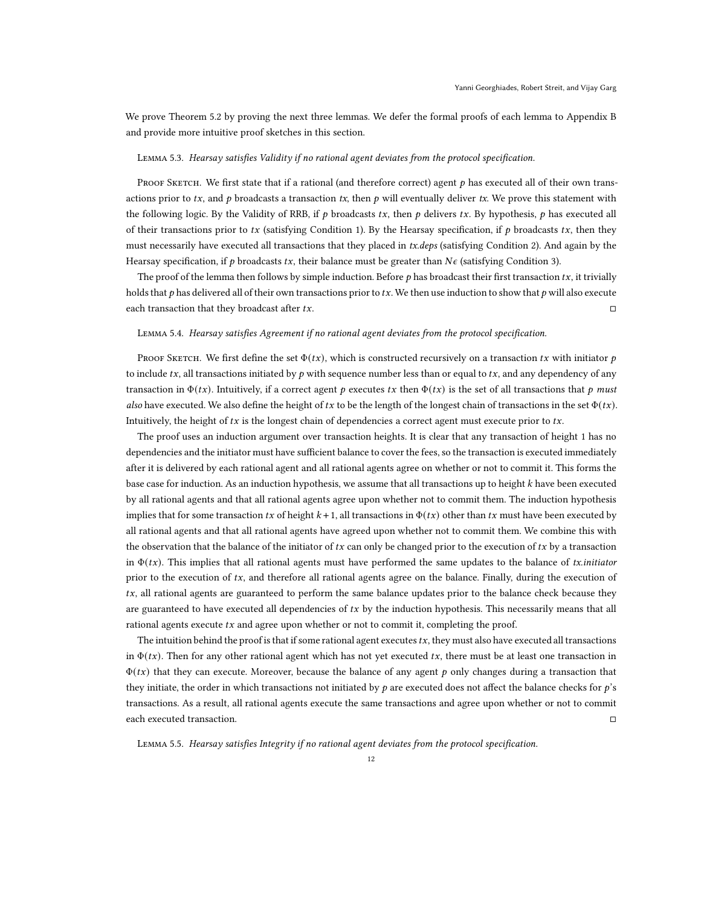We prove Theorem 5.2 by proving the next three lemmas. We defer the formal proofs of each lemma to Appendix B and provide more intuitive proof sketches in this section.

Lemma 5.3. *Hearsay satisfies Validity if no rational agent deviates from the protocol specification.*

Proof Sketch. We first state that if a rational (and therefore correct) agent $p$ has executed all of their own transactions prior to $tx$, and $p$ broadcasts a transaction $tx$, then $p$ will eventually deliver $tx$. We prove this statement with the following logic. By the Validity of RRB, if $p$ broadcasts $tx$, then $p$ delivers $tx$. By hypothesis, $p$ has executed all of their transactions prior to $tx$ (satisfying Condition 1). By the Hearsay specification, if $p$ broadcasts $tx$, then they must necessarily have executed all transactions that they placed in $tx.deps$ (satisfying Condition 2). And again by the Hearsay specification, if $p$ broadcasts $tx$, their balance must be greater than $N\epsilon$ (satisfying Condition 3).

The proof of the lemma then follows by simple induction. Before $p$ has broadcast their first transaction $tx$, it trivially holds that $p$ has delivered all of their own transactions prior to $tx$. We then use induction to show that $p$ will also execute each transaction that they broadcast after $tx$. ◻

Lemma 5.4. *Hearsay satisfies Agreement if no rational agent deviates from the protocol specification.*

Proof Sketch. We first define the set $\Phi(tx)$, which is constructed recursively on a transaction $tx$ with initiator $p$ to include $tx$, all transactions initiated by $p$ with sequence number less than or equal to $tx$, and any dependency of any transaction in $\Phi(tx)$. Intuitively, if a correct agent $p$ executes $tx$ then $\Phi(tx)$ is the set of all transactions that $p$ *must also* have executed. We also define the height of $tx$ to be the length of the longest chain of transactions in the set $\Phi(tx)$. Intuitively, the height of $tx$ is the longest chain of dependencies a correct agent must execute prior to $tx$.

The proof uses an induction argument over transaction heights. It is clear that any transaction of height 1 has no dependencies and the initiator must have sufficient balance to cover the fees, so the transaction is executed immediately after it is delivered by each rational agent and all rational agents agree on whether or not to commit it. This forms the base case for induction. As an induction hypothesis, we assume that all transactions up to height $k$ have been executed by all rational agents and that all rational agents agree upon whether not to commit them. The induction hypothesis implies that for some transaction $tx$ of height $k+1$, all transactions in $\Phi(tx)$ other than $tx$ must have been executed by all rational agents and that all rational agents have agreed upon whether not to commit them. We combine this with the observation that the balance of the initiator of $tx$ can only be changed prior to the execution of $tx$ by a transaction in $\Phi(tx)$. This implies that all rational agents must have performed the same updates to the balance of $tx.initiator$ prior to the execution of $tx$, and therefore all rational agents agree on the balance. Finally, during the execution of $tx$, all rational agents are guaranteed to perform the same balance updates prior to the balance check because they are guaranteed to have executed all dependencies of $tx$ by the induction hypothesis. This necessarily means that all rational agents execute $tx$ and agree upon whether or not to commit it, completing the proof.

The intuition behind the proof is that if some rational agent executes $tx$, they must also have executed all transactions in $\Phi(tx)$. Then for any other rational agent which has not yet executed $tx$, there must be at least one transaction in $\Phi(tx)$ that they can execute. Moreover, because the balance of any agent $p$ only changes during a transaction that they initiate, the order in which transactions not initiated by $p$ are executed does not affect the balance checks for $p$'s transactions. As a result, all rational agents execute the same transactions and agree upon whether or not to commit each executed transaction. ◻

Lemma 5.5. *Hearsay satisfies Integrity if no rational agent deviates from the protocol specification.*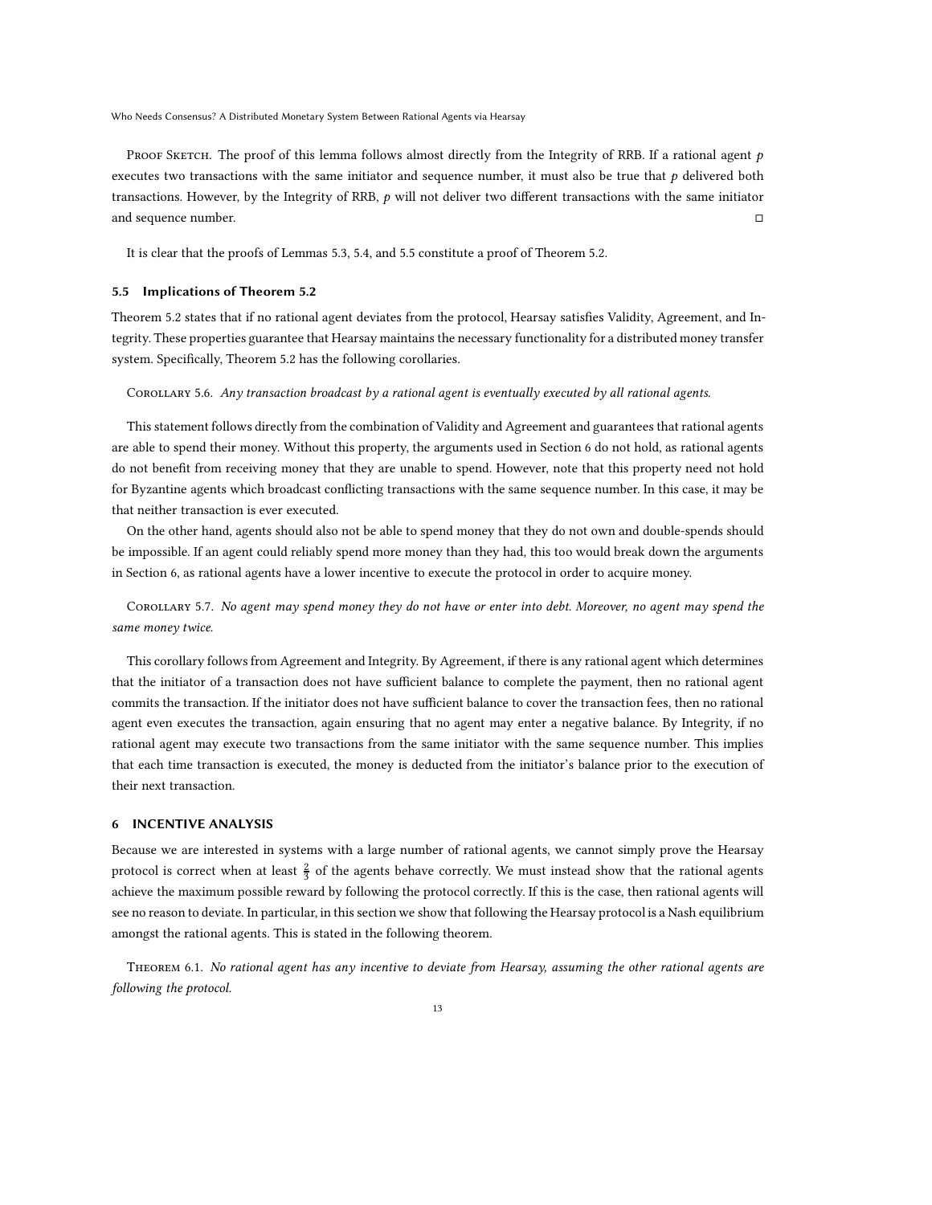Proof Sketch. The proof of this lemma follows almost directly from the Integrity of RRB. If a rational agent $p$ executes two transactions with the same initiator and sequence number, it must also be true that $p$ delivered both transactions. However, by the Integrity of RRB, $p$ will not deliver two different transactions with the same initiator and sequence number. □

It is clear that the proofs of Lemmas 5.3, 5.4, and 5.5 constitute a proof of Theorem 5.2.

### 5.5 Implications of Theorem 5.2

Theorem 5.2 states that if no rational agent deviates from the protocol, Hearsay satisfies Validity, Agreement, and Integrity. These properties guarantee that Hearsay maintains the necessary functionality for a distributed money transfer system. Specifically, Theorem 5.2 has the following corollaries.

Corollary 5.6. *Any transaction broadcast by a rational agent is eventually executed by all rational agents.*

This statement follows directly from the combination of Validity and Agreement and guarantees that rational agents are able to spend their money. Without this property, the arguments used in Section 6 do not hold, as rational agents do not benefit from receiving money that they are unable to spend. However, note that this property need not hold for Byzantine agents which broadcast conflicting transactions with the same sequence number. In this case, it may be that neither transaction is ever executed.

On the other hand, agents should also not be able to spend money that they do not own and double-spends should be impossible. If an agent could reliably spend more money than they had, this too would break down the arguments in Section 6, as rational agents have a lower incentive to execute the protocol in order to acquire money.

Corollary 5.7. *No agent may spend money they do not have or enter into debt. Moreover, no agent may spend the same money twice.*

This corollary follows from Agreement and Integrity. By Agreement, if there is any rational agent which determines that the initiator of a transaction does not have sufficient balance to complete the payment, then no rational agent commits the transaction. If the initiator does not have sufficient balance to cover the transaction fees, then no rational agent even executes the transaction, again ensuring that no agent may enter a negative balance. By Integrity, if no rational agent may execute two transactions from the same initiator with the same sequence number. This implies that each time transaction is executed, the money is deducted from the initiator's balance prior to the execution of their next transaction.

## 6 INCENTIVE ANALYSIS

Because we are interested in systems with a large number of rational agents, we cannot simply prove the Hearsay protocol is correct when at least $\frac{2}{3}$ of the agents behave correctly. We must instead show that the rational agents achieve the maximum possible reward by following the protocol correctly. If this is the case, then rational agents will see no reason to deviate. In particular, in this section we show that following the Hearsay protocol is a Nash equilibrium amongst the rational agents. This is stated in the following theorem.

Theorem 6.1. *No rational agent has any incentive to deviate from Hearsay, assuming the other rational agents are following the protocol.*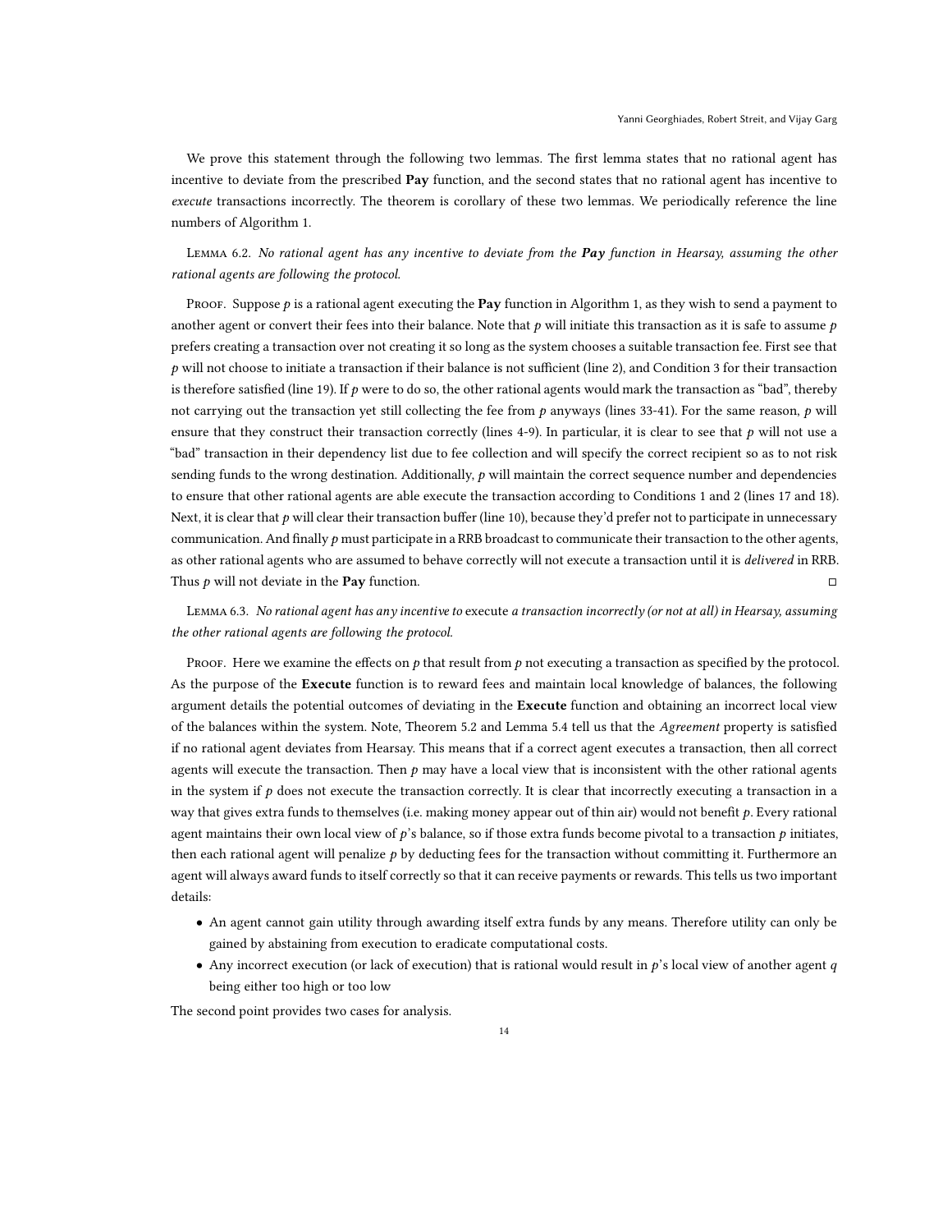We prove this statement through the following two lemmas. The first lemma states that no rational agent has incentive to deviate from the prescribed **Pay** function, and the second states that no rational agent has incentive to *execute* transactions incorrectly. The theorem is corollary of these two lemmas. We periodically reference the line numbers of Algorithm 1.

Lemma 6.2. *No rational agent has any incentive to deviate from the* ***Pay*** *function in Hearsay, assuming the other rational agents are following the protocol.*

Proof. Suppose $p$ is a rational agent executing the **Pay** function in Algorithm 1, as they wish to send a payment to another agent or convert their fees into their balance. Note that $p$ will initiate this transaction as it is safe to assume $p$ prefers creating a transaction over not creating it so long as the system chooses a suitable transaction fee. First see that $p$ will not choose to initiate a transaction if their balance is not sufficient (line 2), and Condition 3 for their transaction is therefore satisfied (line 19). If $p$ were to do so, the other rational agents would mark the transaction as "bad", thereby not carrying out the transaction yet still collecting the fee from $p$ anyways (lines 33-41). For the same reason, $p$ will ensure that they construct their transaction correctly (lines 4-9). In particular, it is clear to see that $p$ will not use a "bad" transaction in their dependency list due to fee collection and will specify the correct recipient so as to not risk sending funds to the wrong destination. Additionally, $p$ will maintain the correct sequence number and dependencies to ensure that other rational agents are able execute the transaction according to Conditions 1 and 2 (lines 17 and 18). Next, it is clear that $p$ will clear their transaction buffer (line 10), because they'd prefer not to participate in unnecessary communication. And finally $p$ must participate in a RRB broadcast to communicate their transaction to the other agents, as other rational agents who are assumed to behave correctly will not execute a transaction until it is *delivered* in RRB. Thus $p$ will not deviate in the **Pay** function. □

Lemma 6.3. *No rational agent has any incentive to* execute *a transaction incorrectly (or not at all) in Hearsay, assuming the other rational agents are following the protocol.*

Proof. Here we examine the effects on $p$ that result from $p$ not executing a transaction as specified by the protocol. As the purpose of the **Execute** function is to reward fees and maintain local knowledge of balances, the following argument details the potential outcomes of deviating in the **Execute** function and obtaining an incorrect local view of the balances within the system. Note, Theorem 5.2 and Lemma 5.4 tell us that the *Agreement* property is satisfied if no rational agent deviates from Hearsay. This means that if a correct agent executes a transaction, then all correct agents will execute the transaction. Then $p$ may have a local view that is inconsistent with the other rational agents in the system if $p$ does not execute the transaction correctly. It is clear that incorrectly executing a transaction in a way that gives extra funds to themselves (i.e. making money appear out of thin air) would not benefit $p$. Every rational agent maintains their own local view of $p$'s balance, so if those extra funds become pivotal to a transaction $p$ initiates, then each rational agent will penalize $p$ by deducting fees for the transaction without committing it. Furthermore an agent will always award funds to itself correctly so that it can receive payments or rewards. This tells us two important details:

- An agent cannot gain utility through awarding itself extra funds by any means. Therefore utility can only be gained by abstaining from execution to eradicate computational costs.
- Any incorrect execution (or lack of execution) that is rational would result in $p$'s local view of another agent $q$ being either too high or too low

The second point provides two cases for analysis.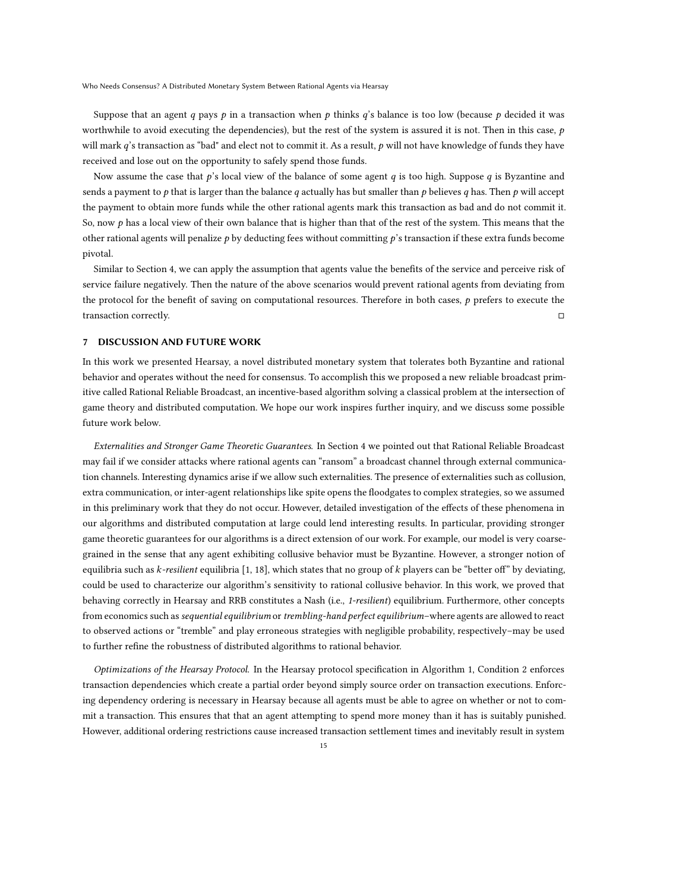Suppose that an agent $q$ pays $p$ in a transaction when $p$ thinks $q$'s balance is too low (because $p$ decided it was worthwhile to avoid executing the dependencies), but the rest of the system is assured it is not. Then in this case, $p$ will mark $q$'s transaction as "bad" and elect not to commit it. As a result, $p$ will not have knowledge of funds they have received and lose out on the opportunity to safely spend those funds.

Now assume the case that $p$'s local view of the balance of some agent $q$ is too high. Suppose $q$ is Byzantine and sends a payment to $p$ that is larger than the balance $q$ actually has but smaller than $p$ believes $q$ has. Then $p$ will accept the payment to obtain more funds while the other rational agents mark this transaction as bad and do not commit it. So, now $p$ has a local view of their own balance that is higher than that of the rest of the system. This means that the other rational agents will penalize $p$ by deducting fees without committing $p$'s transaction if these extra funds become pivotal.

Similar to Section 4, we can apply the assumption that agents value the benefits of the service and perceive risk of service failure negatively. Then the nature of the above scenarios would prevent rational agents from deviating from the protocol for the benefit of saving on computational resources. Therefore in both cases, $p$ prefers to execute the transaction correctly. □

## 7 DISCUSSION AND FUTURE WORK

In this work we presented Hearsay, a novel distributed monetary system that tolerates both Byzantine and rational behavior and operates without the need for consensus. To accomplish this we proposed a new reliable broadcast primitive called Rational Reliable Broadcast, an incentive-based algorithm solving a classical problem at the intersection of game theory and distributed computation. We hope our work inspires further inquiry, and we discuss some possible future work below.

*Externalities and Stronger Game Theoretic Guarantees.* In Section 4 we pointed out that Rational Reliable Broadcast may fail if we consider attacks where rational agents can "ransom" a broadcast channel through external communication channels. Interesting dynamics arise if we allow such externalities. The presence of externalities such as collusion, extra communication, or inter-agent relationships like spite opens the floodgates to complex strategies, so we assumed in this preliminary work that they do not occur. However, detailed investigation of the effects of these phenomena in our algorithms and distributed computation at large could lend interesting results. In particular, providing stronger game theoretic guarantees for our algorithms is a direct extension of our work. For example, our model is very coarse-grained in the sense that any agent exhibiting collusive behavior must be Byzantine. However, a stronger notion of equilibria such as *k-resilient* equilibria [1, 18], which states that no group of $k$ players can be "better off" by deviating, could be used to characterize our algorithm's sensitivity to rational collusive behavior. In this work, we proved that behaving correctly in Hearsay and RRB constitutes a Nash (i.e., *1-resilient*) equilibrium. Furthermore, other concepts from economics such as *sequential equilibrium* or *trembling-hand perfect equilibrium*–where agents are allowed to react to observed actions or "tremble" and play erroneous strategies with negligible probability, respectively–may be used to further refine the robustness of distributed algorithms to rational behavior.

*Optimizations of the Hearsay Protocol.* In the Hearsay protocol specification in Algorithm 1, Condition 2 enforces transaction dependencies which create a partial order beyond simply source order on transaction executions. Enforcing dependency ordering is necessary in Hearsay because all agents must be able to agree on whether or not to commit a transaction. This ensures that that an agent attempting to spend more money than it has is suitably punished. However, additional ordering restrictions cause increased transaction settlement times and inevitably result in system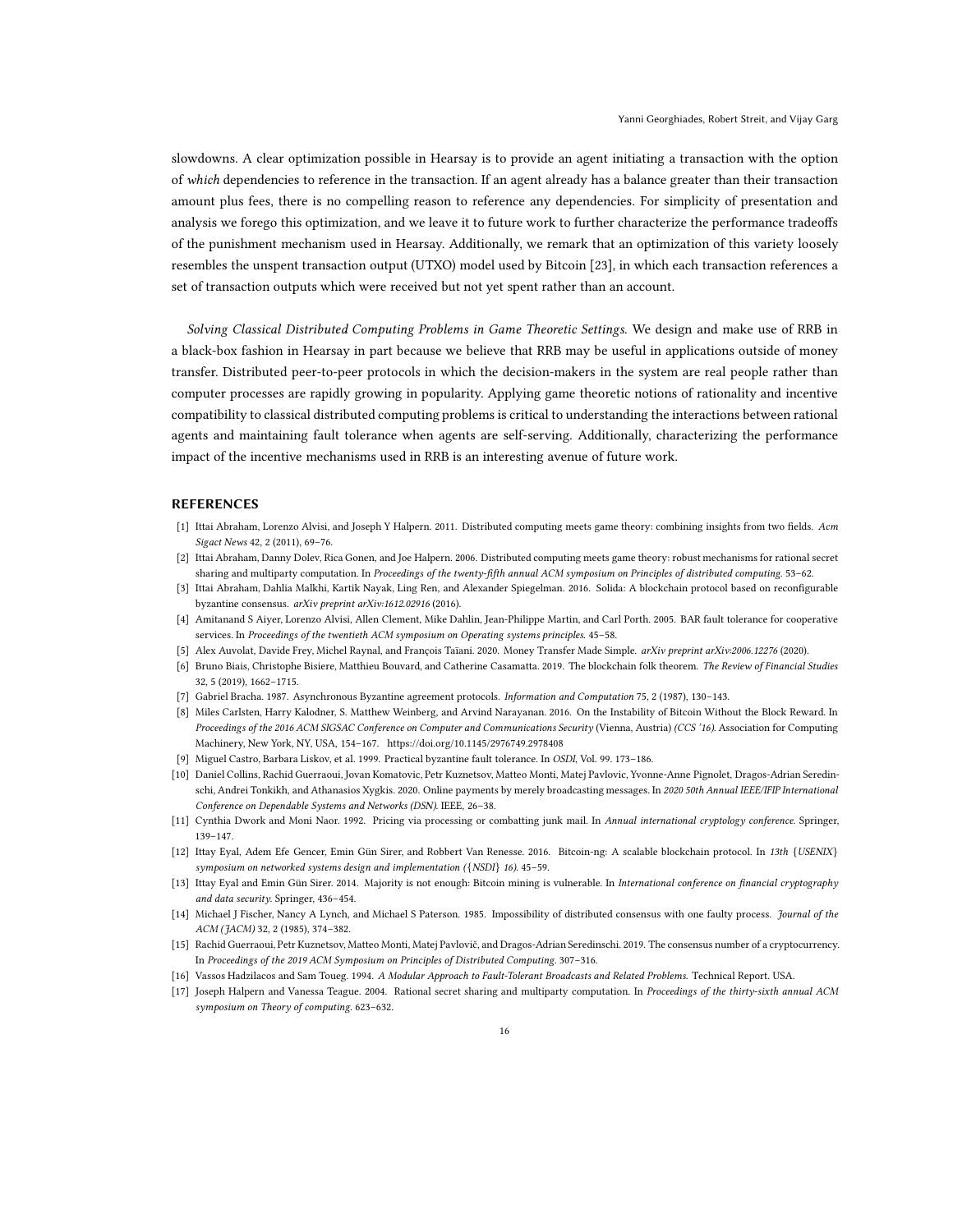slowdowns. A clear optimization possible in Hearsay is to provide an agent initiating a transaction with the option of *which* dependencies to reference in the transaction. If an agent already has a balance greater than their transaction amount plus fees, there is no compelling reason to reference any dependencies. For simplicity of presentation and analysis we forego this optimization, and we leave it to future work to further characterize the performance tradeoffs of the punishment mechanism used in Hearsay. Additionally, we remark that an optimization of this variety loosely resembles the unspent transaction output (UTXO) model used by Bitcoin [23], in which each transaction references a set of transaction outputs which were received but not yet spent rather than an account.

*Solving Classical Distributed Computing Problems in Game Theoretic Settings.* We design and make use of RRB in a black-box fashion in Hearsay in part because we believe that RRB may be useful in applications outside of money transfer. Distributed peer-to-peer protocols in which the decision-makers in the system are real people rather than computer processes are rapidly growing in popularity. Applying game theoretic notions of rationality and incentive compatibility to classical distributed computing problems is critical to understanding the interactions between rational agents and maintaining fault tolerance when agents are self-serving. Additionally, characterizing the performance impact of the incentive mechanisms used in RRB is an interesting avenue of future work.

## REFERENCES

[1] Ittai Abraham, Lorenzo Alvisi, and Joseph Y Halpern. 2011. Distributed computing meets game theory: combining insights from two fields. *Acm Sigact News* 42, 2 (2011), 69–76.

[2] Ittai Abraham, Danny Dolev, Rica Gonen, and Joe Halpern. 2006. Distributed computing meets game theory: robust mechanisms for rational secret sharing and multiparty computation. In *Proceedings of the twenty-fifth annual ACM symposium on Principles of distributed computing*. 53–62.

[3] Ittai Abraham, Dahlia Malkhi, Kartik Nayak, Ling Ren, and Alexander Spiegelman. 2016. Solida: A blockchain protocol based on reconfigurable byzantine consensus. *arXiv preprint arXiv:1612.02916* (2016).

[4] Amitanand S Aiyer, Lorenzo Alvisi, Allen Clement, Mike Dahlin, Jean-Philippe Martin, and Carl Porth. 2005. BAR fault tolerance for cooperative services. In *Proceedings of the twentieth ACM symposium on Operating systems principles*. 45–58.

[5] Alex Auvolat, Davide Frey, Michel Raynal, and François Taïani. 2020. Money Transfer Made Simple. *arXiv preprint arXiv:2006.12276* (2020).

[6] Bruno Biais, Christophe Bisiere, Matthieu Bouvard, and Catherine Casamatta. 2019. The blockchain folk theorem. *The Review of Financial Studies* 32, 5 (2019), 1662–1715.

[7] Gabriel Bracha. 1987. Asynchronous Byzantine agreement protocols. *Information and Computation* 75, 2 (1987), 130–143.

[8] Miles Carlsten, Harry Kalodner, S. Matthew Weinberg, and Arvind Narayanan. 2016. On the Instability of Bitcoin Without the Block Reward. In *Proceedings of the 2016 ACM SIGSAC Conference on Computer and Communications Security* (Vienna, Austria) *(CCS '16)*. Association for Computing Machinery, New York, NY, USA, 154–167. https://doi.org/10.1145/2976749.2978408

[9] Miguel Castro, Barbara Liskov, et al. 1999. Practical byzantine fault tolerance. In *OSDI*, Vol. 99. 173–186.

[10] Daniel Collins, Rachid Guerraoui, Jovan Komatovic, Petr Kuznetsov, Matteo Monti, Matej Pavlovic, Yvonne-Anne Pignolet, Dragos-Adrian Seredinschi, Andrei Tonkikh, and Athanasios Xygkis. 2020. Online payments by merely broadcasting messages. In *2020 50th Annual IEEE/IFIP International Conference on Dependable Systems and Networks (DSN)*. IEEE, 26–38.

[11] Cynthia Dwork and Moni Naor. 1992. Pricing via processing or combatting junk mail. In *Annual international cryptology conference*. Springer, 139–147.

[12] Ittay Eyal, Adem Efe Gencer, Emin Gün Sirer, and Robbert Van Renesse. 2016. Bitcoin-ng: A scalable blockchain protocol. In *13th {USENIX} symposium on networked systems design and implementation ({NSDI} 16)*. 45–59.

[13] Ittay Eyal and Emin Gün Sirer. 2014. Majority is not enough: Bitcoin mining is vulnerable. In *International conference on financial cryptography and data security*. Springer, 436–454.

[14] Michael J Fischer, Nancy A Lynch, and Michael S Paterson. 1985. Impossibility of distributed consensus with one faulty process. *Journal of the ACM (JACM)* 32, 2 (1985), 374–382.

[15] Rachid Guerraoui, Petr Kuznetsov, Matteo Monti, Matej Pavlovič, and Dragos-Adrian Seredinschi. 2019. The consensus number of a cryptocurrency. In *Proceedings of the 2019 ACM Symposium on Principles of Distributed Computing*. 307–316.

[16] Vassos Hadzilacos and Sam Toueg. 1994. *A Modular Approach to Fault-Tolerant Broadcasts and Related Problems*. Technical Report. USA.

[17] Joseph Halpern and Vanessa Teague. 2004. Rational secret sharing and multiparty computation. In *Proceedings of the thirty-sixth annual ACM symposium on Theory of computing*. 623–632.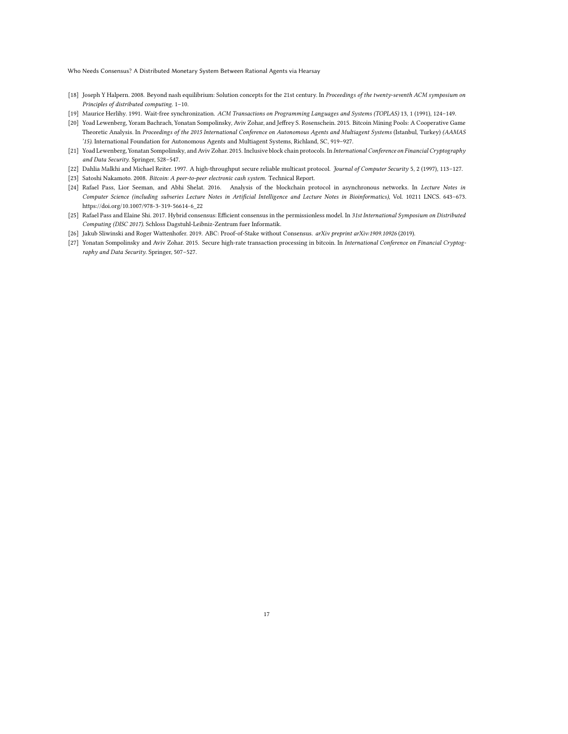- [18] Joseph Y Halpern. 2008. Beyond nash equilibrium: Solution concepts for the 21st century. In *Proceedings of the twenty-seventh ACM symposium on Principles of distributed computing*. 1–10.
- [19] Maurice Herlihy. 1991. Wait-free synchronization. *ACM Transactions on Programming Languages and Systems (TOPLAS)* 13, 1 (1991), 124–149.
- [20] Yoad Lewenberg, Yoram Bachrach, Yonatan Sompolinsky, Aviv Zohar, and Jeffrey S. Rosenschein. 2015. Bitcoin Mining Pools: A Cooperative Game Theoretic Analysis. In *Proceedings of the 2015 International Conference on Autonomous Agents and Multiagent Systems* (Istanbul, Turkey) *(AAMAS '15)*. International Foundation for Autonomous Agents and Multiagent Systems, Richland, SC, 919–927.
- [21] Yoad Lewenberg, Yonatan Sompolinsky, and Aviv Zohar. 2015. Inclusive block chain protocols. In *International Conference on Financial Cryptography and Data Security*. Springer, 528–547.
- [22] Dahlia Malkhi and Michael Reiter. 1997. A high-throughput secure reliable multicast protocol. *Journal of Computer Security* 5, 2 (1997), 113–127.
- [23] Satoshi Nakamoto. 2008. *Bitcoin: A peer-to-peer electronic cash system.* Technical Report.
- [24] Rafael Pass, Lior Seeman, and Abhi Shelat. 2016. Analysis of the blockchain protocol in asynchronous networks. In *Lecture Notes in Computer Science (including subseries Lecture Notes in Artificial Intelligence and Lecture Notes in Bioinformatics)*, Vol. 10211 LNCS. 643–673. https://doi.org/10.1007/978-3-319-56614-6_22
- [25] Rafael Pass and Elaine Shi. 2017. Hybrid consensus: Efficient consensus in the permissionless model. In *31st International Symposium on Distributed Computing (DISC 2017)*. Schloss Dagstuhl-Leibniz-Zentrum fuer Informatik.
- [26] Jakub Sliwinski and Roger Wattenhofer. 2019. ABC: Proof-of-Stake without Consensus. *arXiv preprint arXiv:1909.10926* (2019).
- [27] Yonatan Sompolinsky and Aviv Zohar. 2015. Secure high-rate transaction processing in bitcoin. In *International Conference on Financial Cryptography and Data Security*. Springer, 507–527.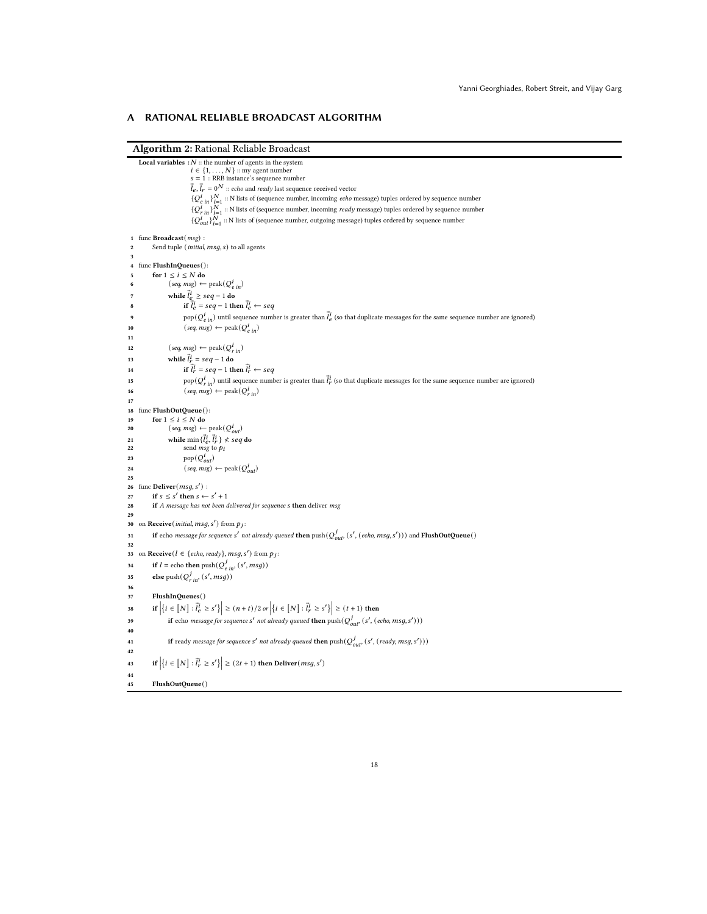## A RATIONAL RELIABLE BROADCAST ALGORITHM

**Algorithm 2:** Rational Reliable Broadcast

```
Local variables : N :: the number of agents in the system
                  i ∈ {1, ..., N} :: my agent number
                  s = 1 :: RRB instance's sequence number
                  l⃗_e, l⃗_r = 0^N :: echo and ready last sequence received vector
                  {Q^i_{e in}}_{i=1}^N :: N lists of (sequence number, incoming echo message) tuples ordered by sequence number
                  {Q^i_{r in}}_{i=1}^N :: N lists of (sequence number, incoming ready message) tuples ordered by sequence number
                  {Q^i_{out}}_{i=1}^N :: N lists of (sequence number, outgoing message) tuples ordered by sequence number

1  func Broadcast(msg) :
2      Send tuple (initial, msg, s) to all agents
3
4  func FlushInQueues():
5      for 1 ≤ i ≤ N do
6          (seq, msg) ← peak(Q^i_{e in})
7          while l⃗^i_e ≥ seq − 1 do
8              if l⃗^i_e = seq − 1 then l⃗^i_e ← seq
9              pop(Q^i_{e in}) until sequence number is greater than l⃗^i_e (so that duplicate messages for the same sequence number are ignored)
10             (seq, msg) ← peak(Q^i_{e in})
11
12         (seq, msg) ← peak(Q^i_{r in})
13         while l⃗^i_r = seq − 1 do
14             if l⃗^i_r = seq − 1 then l⃗^i_r ← seq
15             pop(Q^i_{r in}) until sequence number is greater than l⃗^i_r (so that duplicate messages for the same sequence number are ignored)
16             (seq, msg) ← peak(Q^i_{r in})
17
18 func FlushOutQueue():
19     for 1 ≤ i ≤ N do
20         (seq, msg) ← peak(Q^i_{out})
21         while min{l⃗^i_e, l⃗^i_r} ≮ seq do
22             send msg to p_i
23             pop(Q^i_{out})
24             (seq, msg) ← peak(Q^i_{out})
25
26 func Deliver(msg, s') :
27     if s ≤ s' then s ← s' + 1
28     if A message has not been delivered for sequence s then deliver msg
29
30 on Receive(initial, msg, s') from p_j:
31     if echo message for sequence s' not already queued then push(Q^j_{out}, (s', (echo, msg, s'))) and FlushOutQueue()
32
33 on Receive(l ∈ {echo, ready}, msg, s') from p_j:
34     if l = echo then push(Q^j_{e in}, (s', msg))
35     else push(Q^j_{r in}, (s', msg))
36
37     FlushInQueues()
38     if |{i ∈ [N] : l⃗^i_e ≥ s'}| ≥ (n + t)/2 or |{i ∈ [N] : l⃗^i_r ≥ s'}| ≥ (t + 1) then
39         if echo message for sequence s' not already queued then push(Q^j_{out}, (s', (echo, msg, s')))
40
41         if ready message for sequence s' not already queued then push(Q^j_{out}, (s', (ready, msg, s')))
42
43     if |{i ∈ [N] : l⃗^i_r ≥ s'}| ≥ (2t + 1) then Deliver(msg, s')
44
45     FlushOutQueue()
```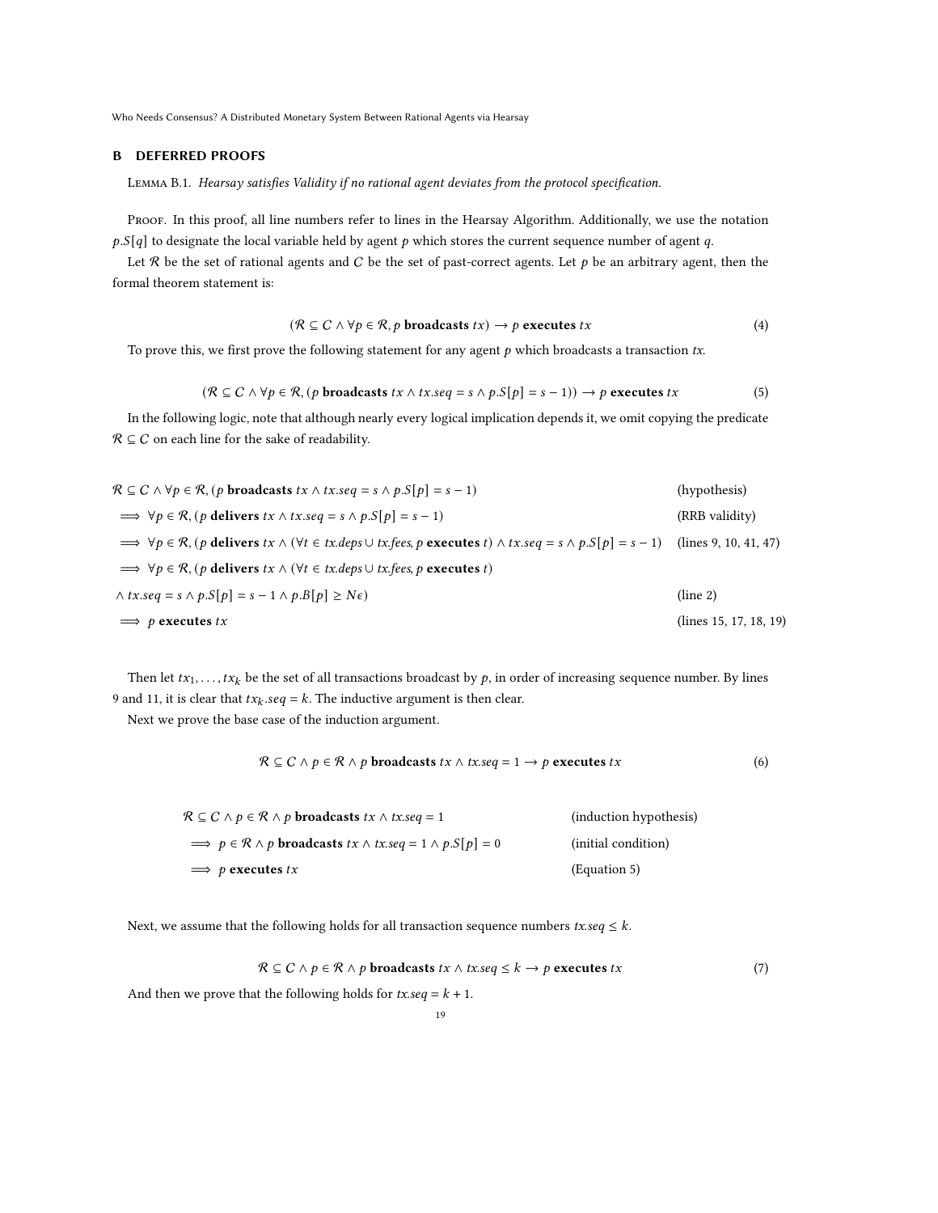## B DEFERRED PROOFS

LEMMA B.1. *Hearsay satisfies Validity if no rational agent deviates from the protocol specification.*

PROOF. In this proof, all line numbers refer to lines in the Hearsay Algorithm. Additionally, we use the notation $p.S[q]$ to designate the local variable held by agent $p$ which stores the current sequence number of agent $q$.

Let $\mathcal{R}$ be the set of rational agents and $C$ be the set of past-correct agents. Let $p$ be an arbitrary agent, then the formal theorem statement is:

$$(\mathcal{R} \subseteq C \land \forall p \in \mathcal{R}, p \textbf{ broadcasts } tx) \rightarrow p \textbf{ executes } tx \tag{4}$$

To prove this, we first prove the following statement for any agent $p$ which broadcasts a transaction $tx$.

$$(\mathcal{R} \subseteq C \land \forall p \in \mathcal{R}, (p \textbf{ broadcasts } tx \land tx.seq = s \land p.S[p] = s-1)) \rightarrow p \textbf{ executes } tx \tag{5}$$

In the following logic, note that although nearly every logical implication depends it, we omit copying the predicate $\mathcal{R} \subseteq C$ on each line for the sake of readability.

$$\mathcal{R} \subseteq C \land \forall p \in \mathcal{R}, (p \textbf{ broadcasts } tx \land tx.seq = s \land p.S[p] = s-1) \quad \text{(hypothesis)}$$

$$\implies \forall p \in \mathcal{R}, (p \textbf{ delivers } tx \land tx.seq = s \land p.S[p] = s-1) \quad \text{(RRB validity)}$$

$$\implies \forall p \in \mathcal{R}, (p \textbf{ delivers } tx \land (\forall t \in tx.deps \cup tx.fees, p \textbf{ executes } t) \land tx.seq = s \land p.S[p] = s-1) \quad \text{(lines 9, 10, 41, 47)}$$

$$\implies \forall p \in \mathcal{R}, (p \textbf{ delivers } tx \land (\forall t \in tx.deps \cup tx.fees, p \textbf{ executes } t) \land tx.seq = s \land p.S[p] = s-1 \land p.B[p] \geq N\epsilon) \quad \text{(line 2)}$$

$$\implies p \textbf{ executes } tx \quad \text{(lines 15, 17, 18, 19)}$$

Then let $tx_1, \ldots, tx_k$ be the set of all transactions broadcast by $p$, in order of increasing sequence number. By lines 9 and 11, it is clear that $tx_k.seq = k$. The inductive argument is then clear.

Next we prove the base case of the induction argument.

$$\mathcal{R} \subseteq C \land p \in \mathcal{R} \land p \textbf{ broadcasts } tx \land tx.seq = 1 \rightarrow p \textbf{ executes } tx \tag{6}$$

$$\mathcal{R} \subseteq C \land p \in \mathcal{R} \land p \textbf{ broadcasts } tx \land tx.seq = 1 \quad \text{(induction hypothesis)}$$

$$\implies p \in \mathcal{R} \land p \textbf{ broadcasts } tx \land tx.seq = 1 \land p.S[p] = 0 \quad \text{(initial condition)}$$

$$\implies p \textbf{ executes } tx \quad \text{(Equation 5)}$$

Next, we assume that the following holds for all transaction sequence numbers $tx.seq \leq k$.

$$\mathcal{R} \subseteq C \land p \in \mathcal{R} \land p \textbf{ broadcasts } tx \land tx.seq \leq k \rightarrow p \textbf{ executes } tx \tag{7}$$

And then we prove that the following holds for $tx.seq = k+1$.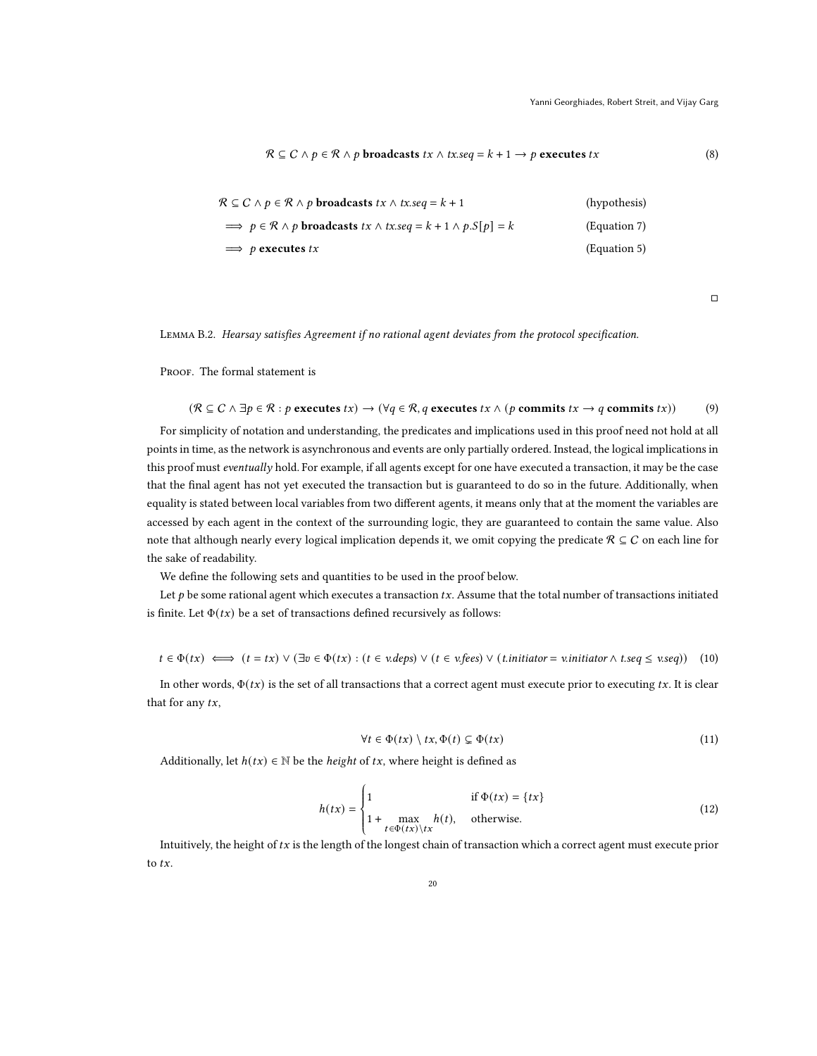$$\mathcal{R} \subseteq C \land p \in \mathcal{R} \land p \textbf{ broadcasts } tx \land tx.seq = k+1 \rightarrow p \textbf{ executes } tx \tag{8}$$

$$
\begin{aligned}
&\mathcal{R} \subseteq C \land p \in \mathcal{R} \land p \textbf{ broadcasts } tx \land tx.seq = k+1 && \text{(hypothesis)} \\
&\implies p \in \mathcal{R} \land p \textbf{ broadcasts } tx \land tx.seq = k+1 \land p.S[p] = k && \text{(Equation 7)} \\
&\implies p \textbf{ executes } tx && \text{(Equation 5)}
\end{aligned}
$$

□

Lemma B.2. *Hearsay satisfies Agreement if no rational agent deviates from the protocol specification.*

Proof. The formal statement is

$$(\mathcal{R} \subseteq C \land \exists p \in \mathcal{R} : p \textbf{ executes } tx) \rightarrow (\forall q \in \mathcal{R}, q \textbf{ executes } tx \land (p \textbf{ commits } tx \rightarrow q \textbf{ commits } tx)) \tag{9}$$

For simplicity of notation and understanding, the predicates and implications used in this proof need not hold at all points in time, as the network is asynchronous and events are only partially ordered. Instead, the logical implications in this proof must *eventually* hold. For example, if all agents except for one have executed a transaction, it may be the case that the final agent has not yet executed the transaction but is guaranteed to do so in the future. Additionally, when equality is stated between local variables from two different agents, it means only that at the moment the variables are accessed by each agent in the context of the surrounding logic, they are guaranteed to contain the same value. Also note that although nearly every logical implication depends it, we omit copying the predicate $\mathcal{R} \subseteq C$ on each line for the sake of readability.

We define the following sets and quantities to be used in the proof below.

Let $p$ be some rational agent which executes a transaction $tx$. Assume that the total number of transactions initiated is finite. Let $\Phi(tx)$ be a set of transactions defined recursively as follows:

$$t \in \Phi(tx) \iff (t = tx) \lor (\exists v \in \Phi(tx) : (t \in v.deps) \lor (t \in v.fees) \lor (t.initiator = v.initiator \land t.seq \leq v.seq)) \tag{10}$$

In other words, $\Phi(tx)$ is the set of all transactions that a correct agent must execute prior to executing $tx$. It is clear that for any $tx$,

$$\forall t \in \Phi(tx) \setminus tx, \Phi(t) \subsetneq \Phi(tx) \tag{11}$$

Additionally, let $h(tx) \in \mathbb{N}$ be the *height* of $tx$, where height is defined as

$$h(tx) = \begin{cases} 1 & \text{if } \Phi(tx) = \{tx\} \\ 1 + \max\limits_{t \in \Phi(tx) \setminus tx} h(t), & \text{otherwise.} \end{cases} \tag{12}$$

Intuitively, the height of $tx$ is the length of the longest chain of transaction which a correct agent must execute prior to $tx$.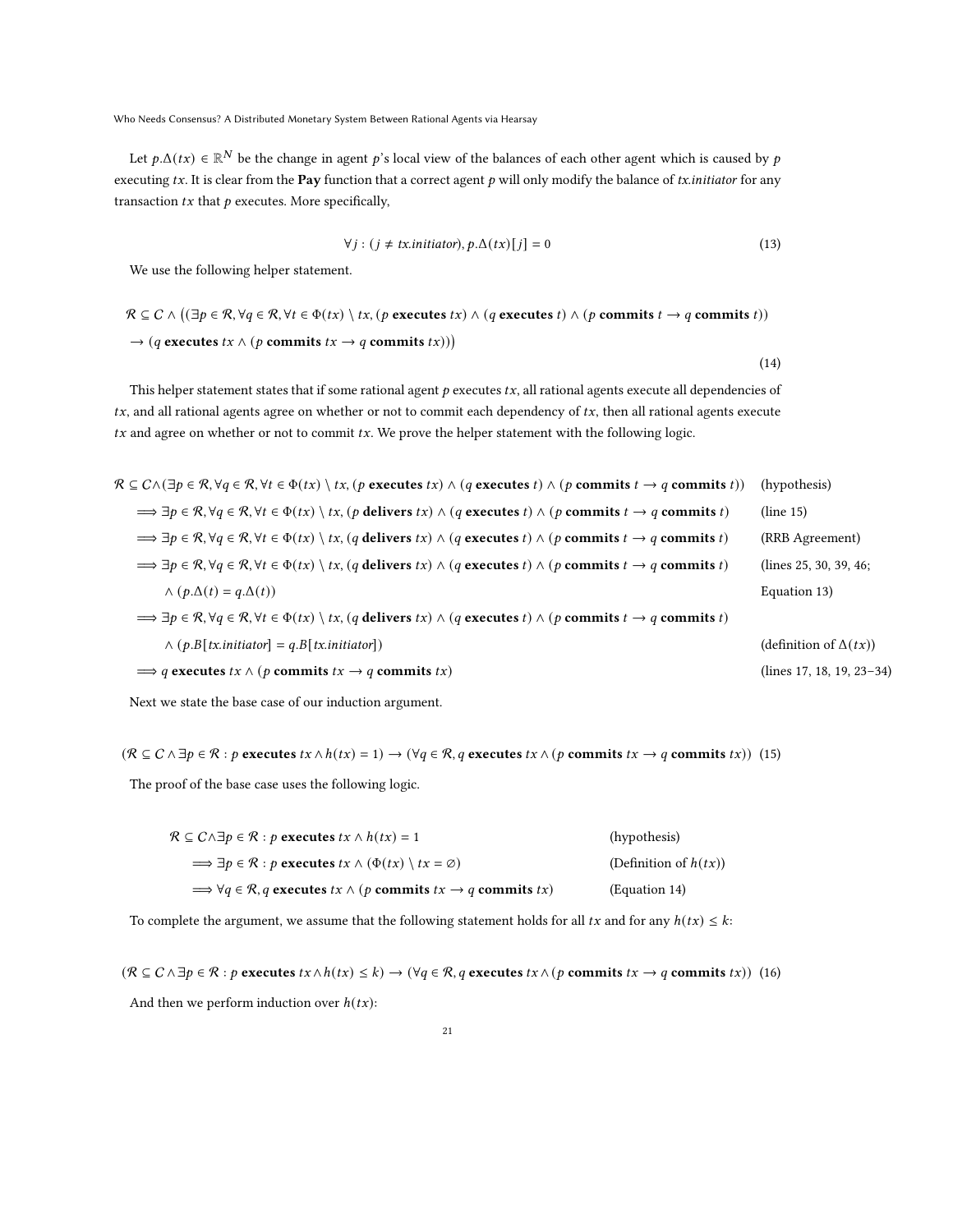Let $p.\Delta(tx) \in \mathbb{R}^N$ be the change in agent $p$'s local view of the balances of each other agent which is caused by $p$ executing $tx$. It is clear from the **Pay** function that a correct agent $p$ will only modify the balance of *tx.initiator* for any transaction $tx$ that $p$ executes. More specifically,

$$\forall j : (j \neq tx.initiator), p.\Delta(tx)[j] = 0 \tag{13}$$

We use the following helper statement.

$$\begin{aligned}
&\mathcal{R} \subseteq C \wedge \big((\exists p \in \mathcal{R}, \forall q \in \mathcal{R}, \forall t \in \Phi(tx) \setminus tx, (p \textbf{ executes } tx) \wedge (q \textbf{ executes } t) \wedge (p \textbf{ commits } t \rightarrow q \textbf{ commits } t)) \\
&\rightarrow (q \textbf{ executes } tx \wedge (p \textbf{ commits } tx \rightarrow q \textbf{ commits } tx))\big)
\end{aligned} \tag{14}$$

This helper statement states that if some rational agent $p$ executes $tx$, all rational agents execute all dependencies of $tx$, and all rational agents agree on whether or not to commit each dependency of $tx$, then all rational agents execute $tx$ and agree on whether or not to commit $tx$. We prove the helper statement with the following logic.

$$\begin{aligned}
&\mathcal{R} \subseteq C \wedge (\exists p \in \mathcal{R}, \forall q \in \mathcal{R}, \forall t \in \Phi(tx) \setminus tx, (p \textbf{ executes } tx) \wedge (q \textbf{ executes } t) \wedge (p \textbf{ commits } t \rightarrow q \textbf{ commits } t)) && \text{(hypothesis)} \\
&\implies \exists p \in \mathcal{R}, \forall q \in \mathcal{R}, \forall t \in \Phi(tx) \setminus tx, (p \textbf{ delivers } tx) \wedge (q \textbf{ executes } t) \wedge (p \textbf{ commits } t \rightarrow q \textbf{ commits } t) && \text{(line 15)} \\
&\implies \exists p \in \mathcal{R}, \forall q \in \mathcal{R}, \forall t \in \Phi(tx) \setminus tx, (q \textbf{ delivers } tx) \wedge (q \textbf{ executes } t) \wedge (p \textbf{ commits } t \rightarrow q \textbf{ commits } t) && \text{(RRB Agreement)} \\
&\implies \exists p \in \mathcal{R}, \forall q \in \mathcal{R}, \forall t \in \Phi(tx) \setminus tx, (q \textbf{ delivers } tx) \wedge (q \textbf{ executes } t) \wedge (p \textbf{ commits } t \rightarrow q \textbf{ commits } t) && \text{(lines 25, 30, 39, 46;} \\
&\quad \wedge (p.\Delta(t) = q.\Delta(t)) && \text{Equation 13)} \\
&\implies \exists p \in \mathcal{R}, \forall q \in \mathcal{R}, \forall t \in \Phi(tx) \setminus tx, (q \textbf{ delivers } tx) \wedge (q \textbf{ executes } t) \wedge (p \textbf{ commits } t \rightarrow q \textbf{ commits } t) && \\
&\quad \wedge (p.B[tx.initiator] = q.B[tx.initiator]) && \text{(definition of } \Delta(tx)\text{)} \\
&\implies q \textbf{ executes } tx \wedge (p \textbf{ commits } tx \rightarrow q \textbf{ commits } tx) && \text{(lines 17, 18, 19, 23–34)}
\end{aligned}$$

Next we state the base case of our induction argument.

$$(\mathcal{R} \subseteq C \wedge \exists p \in \mathcal{R} : p \textbf{ executes } tx \wedge h(tx) = 1) \rightarrow (\forall q \in \mathcal{R}, q \textbf{ executes } tx \wedge (p \textbf{ commits } tx \rightarrow q \textbf{ commits } tx)) \tag{15}$$

The proof of the base case uses the following logic.

$$\begin{aligned}
&\mathcal{R} \subseteq C \wedge \exists p \in \mathcal{R} : p \textbf{ executes } tx \wedge h(tx) = 1 && \text{(hypothesis)} \\
&\implies \exists p \in \mathcal{R} : p \textbf{ executes } tx \wedge (\Phi(tx) \setminus tx = \varnothing) && \text{(Definition of } h(tx)\text{)} \\
&\implies \forall q \in \mathcal{R}, q \textbf{ executes } tx \wedge (p \textbf{ commits } tx \rightarrow q \textbf{ commits } tx) && \text{(Equation 14)}
\end{aligned}$$

To complete the argument, we assume that the following statement holds for all $tx$ and for any $h(tx) \leq k$:

$$(\mathcal{R} \subseteq C \wedge \exists p \in \mathcal{R} : p \textbf{ executes } tx \wedge h(tx) \leq k) \rightarrow (\forall q \in \mathcal{R}, q \textbf{ executes } tx \wedge (p \textbf{ commits } tx \rightarrow q \textbf{ commits } tx)) \tag{16}$$

And then we perform induction over $h(tx)$: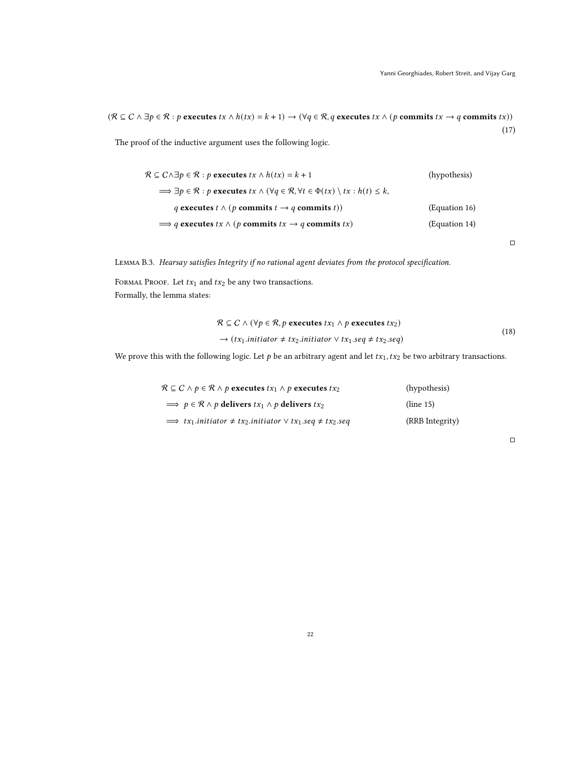$$(\mathcal{R} \subseteq C \land \exists p \in \mathcal{R} : p \textbf{ executes } tx \land h(tx) = k+1) \rightarrow (\forall q \in \mathcal{R}, q \textbf{ executes } tx \land (p \textbf{ commits } tx \rightarrow q \textbf{ commits } tx)) \tag{17}$$

The proof of the inductive argument uses the following logic.

$$\begin{aligned}
&\mathcal{R} \subseteq C \land \exists p \in \mathcal{R} : p \textbf{ executes } tx \land h(tx) = k+1 && \text{(hypothesis)} \\
&\implies \exists p \in \mathcal{R} : p \textbf{ executes } tx \land (\forall q \in \mathcal{R}, \forall t \in \Phi(tx) \setminus tx : h(t) \leq k, \\
&\qquad q \textbf{ executes } t \land (p \textbf{ commits } t \rightarrow q \textbf{ commits } t)) && \text{(Equation 16)} \\
&\implies q \textbf{ executes } tx \land (p \textbf{ commits } tx \rightarrow q \textbf{ commits } tx) && \text{(Equation 14)}
\end{aligned}$$

□

Lemma B.3. *Hearsay satisfies Integrity if no rational agent deviates from the protocol specification.*

Formal Proof. Let $tx_1$ and $tx_2$ be any two transactions.
Formally, the lemma states:

$$\begin{aligned}
&\mathcal{R} \subseteq C \land (\forall p \in \mathcal{R}, p \textbf{ executes } tx_1 \land p \textbf{ executes } tx_2) \\
&\rightarrow (tx_1.initiator \neq tx_2.initiator \lor tx_1.seq \neq tx_2.seq)
\end{aligned} \tag{18}$$

We prove this with the following logic. Let $p$ be an arbitrary agent and let $tx_1, tx_2$ be two arbitrary transactions.

$$\begin{aligned}
&\mathcal{R} \subseteq C \land p \in \mathcal{R} \land p \textbf{ executes } tx_1 \land p \textbf{ executes } tx_2 && \text{(hypothesis)} \\
&\implies p \in \mathcal{R} \land p \textbf{ delivers } tx_1 \land p \textbf{ delivers } tx_2 && \text{(line 15)} \\
&\implies tx_1.initiator \neq tx_2.initiator \lor tx_1.seq \neq tx_2.seq && \text{(RRB Integrity)}
\end{aligned}$$

□